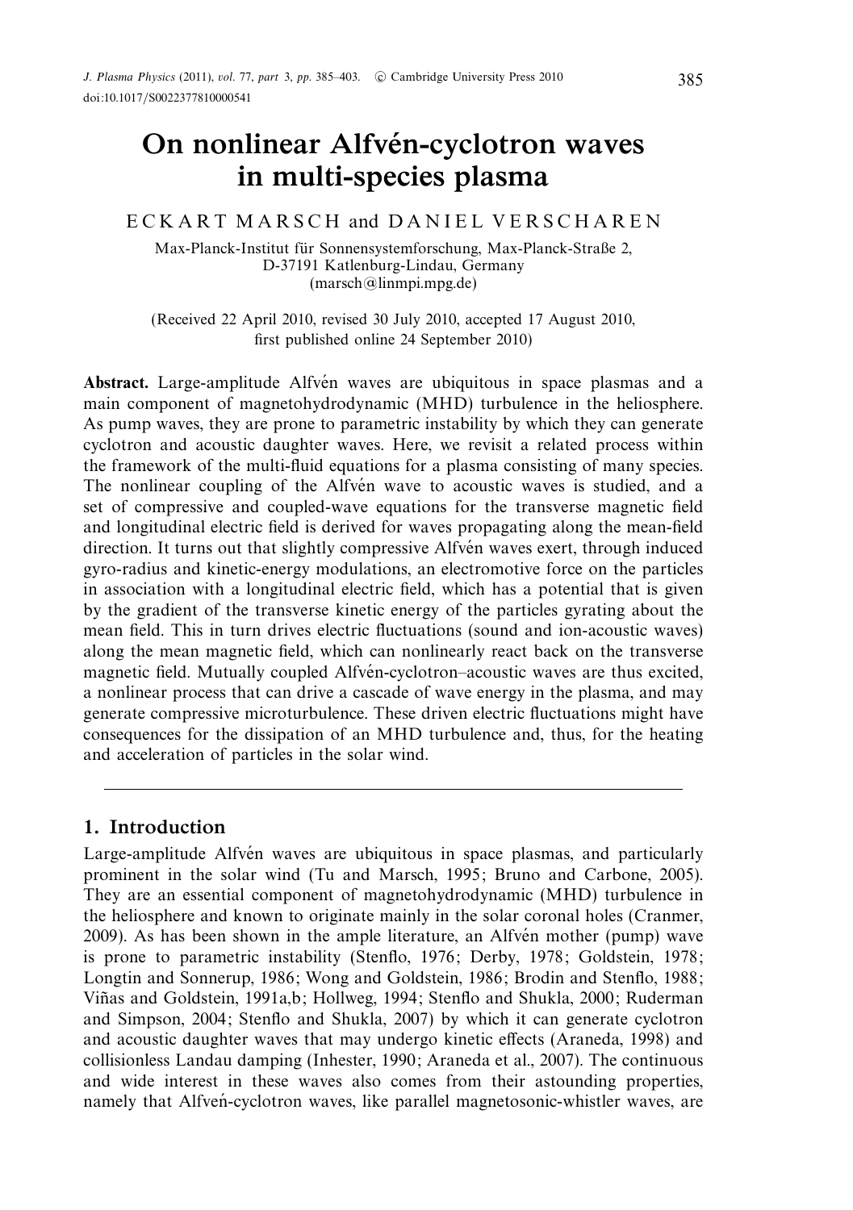# On nonlinear Alfvén-cyclotron waves in multi-species plasma

ECKART MARSCH and DANIEL VERSCHAREN

Max-Planck-Institut für Sonnensystemforschung, Max-Planck-Straße 2, D-37191 Katlenburg-Lindau, Germany
(marsch@linmpi.mpg.de)

(Received 22 April 2010, revised 30 July 2010, accepted 17 August 2010, first published online 24 September 2010)

**Abstract.** Large-amplitude Alfvén waves are ubiquitous in space plasmas and a main component of magnetohydrodynamic (MHD) turbulence in the heliosphere. As pump waves, they are prone to parametric instability by which they can generate cyclotron and acoustic daughter waves. Here, we revisit a related process within the framework of the multi-fluid equations for a plasma consisting of many species. The nonlinear coupling of the Alfvén wave to acoustic waves is studied, and a set of compressive and coupled-wave equations for the transverse magnetic field and longitudinal electric field is derived for waves propagating along the mean-field direction. It turns out that slightly compressive Alfvén waves exert, through induced gyro-radius and kinetic-energy modulations, an electromotive force on the particles in association with a longitudinal electric field, which has a potential that is given by the gradient of the transverse kinetic energy of the particles gyrating about the mean field. This in turn drives electric fluctuations (sound and ion-acoustic waves) along the mean magnetic field, which can nonlinearly react back on the transverse magnetic field. Mutually coupled Alfvén-cyclotron–acoustic waves are thus excited, a nonlinear process that can drive a cascade of wave energy in the plasma, and may generate compressive microturbulence. These driven electric fluctuations might have consequences for the dissipation of an MHD turbulence and, thus, for the heating and acceleration of particles in the solar wind.

---

## 1. Introduction

Large-amplitude Alfvén waves are ubiquitous in space plasmas, and particularly prominent in the solar wind (Tu and Marsch, 1995; Bruno and Carbone, 2005). They are an essential component of magnetohydrodynamic (MHD) turbulence in the heliosphere and known to originate mainly in the solar coronal holes (Cranmer, 2009). As has been shown in the ample literature, an Alfvén mother (pump) wave is prone to parametric instability (Stenflo, 1976; Derby, 1978; Goldstein, 1978; Longtin and Sonnerup, 1986; Wong and Goldstein, 1986; Brodin and Stenflo, 1988; Viñas and Goldstein, 1991a,b; Hollweg, 1994; Stenflo and Shukla, 2000; Ruderman and Simpson, 2004; Stenflo and Shukla, 2007) by which it can generate cyclotron and acoustic daughter waves that may undergo kinetic effects (Araneda, 1998) and collisionless Landau damping (Inhester, 1990; Araneda et al., 2007). The continuous and wide interest in these waves also comes from their astounding properties, namely that Alfveń-cyclotron waves, like parallel magnetosonic-whistler waves, are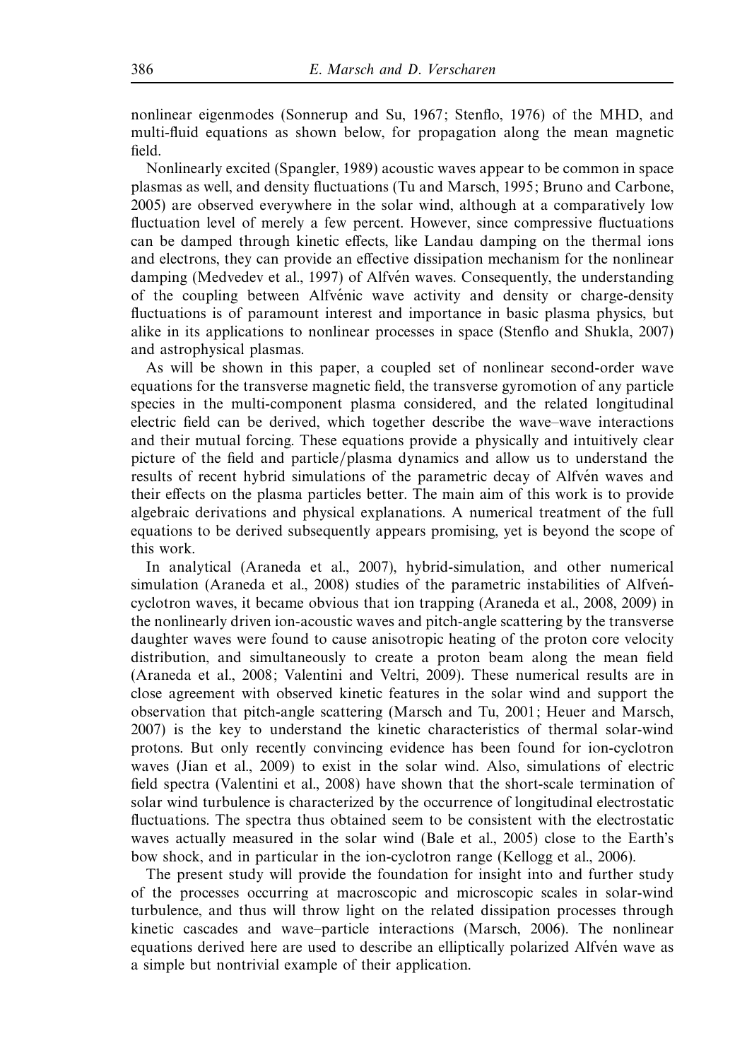nonlinear eigenmodes (Sonnerup and Su, 1967; Stenflo, 1976) of the MHD, and multi-fluid equations as shown below, for propagation along the mean magnetic field.

Nonlinearly excited (Spangler, 1989) acoustic waves appear to be common in space plasmas as well, and density fluctuations (Tu and Marsch, 1995; Bruno and Carbone, 2005) are observed everywhere in the solar wind, although at a comparatively low fluctuation level of merely a few percent. However, since compressive fluctuations can be damped through kinetic effects, like Landau damping on the thermal ions and electrons, they can provide an effective dissipation mechanism for the nonlinear damping (Medvedev et al., 1997) of Alfvén waves. Consequently, the understanding of the coupling between Alfvénic wave activity and density or charge-density fluctuations is of paramount interest and importance in basic plasma physics, but alike in its applications to nonlinear processes in space (Stenflo and Shukla, 2007) and astrophysical plasmas.

As will be shown in this paper, a coupled set of nonlinear second-order wave equations for the transverse magnetic field, the transverse gyromotion of any particle species in the multi-component plasma considered, and the related longitudinal electric field can be derived, which together describe the wave–wave interactions and their mutual forcing. These equations provide a physically and intuitively clear picture of the field and particle/plasma dynamics and allow us to understand the results of recent hybrid simulations of the parametric decay of Alfvén waves and their effects on the plasma particles better. The main aim of this work is to provide algebraic derivations and physical explanations. A numerical treatment of the full equations to be derived subsequently appears promising, yet is beyond the scope of this work.

In analytical (Araneda et al., 2007), hybrid-simulation, and other numerical simulation (Araneda et al., 2008) studies of the parametric instabilities of Alfveń-cyclotron waves, it became obvious that ion trapping (Araneda et al., 2008, 2009) in the nonlinearly driven ion-acoustic waves and pitch-angle scattering by the transverse daughter waves were found to cause anisotropic heating of the proton core velocity distribution, and simultaneously to create a proton beam along the mean field (Araneda et al., 2008; Valentini and Veltri, 2009). These numerical results are in close agreement with observed kinetic features in the solar wind and support the observation that pitch-angle scattering (Marsch and Tu, 2001; Heuer and Marsch, 2007) is the key to understand the kinetic characteristics of thermal solar-wind protons. But only recently convincing evidence has been found for ion-cyclotron waves (Jian et al., 2009) to exist in the solar wind. Also, simulations of electric field spectra (Valentini et al., 2008) have shown that the short-scale termination of solar wind turbulence is characterized by the occurrence of longitudinal electrostatic fluctuations. The spectra thus obtained seem to be consistent with the electrostatic waves actually measured in the solar wind (Bale et al., 2005) close to the Earth's bow shock, and in particular in the ion-cyclotron range (Kellogg et al., 2006).

The present study will provide the foundation for insight into and further study of the processes occurring at macroscopic and microscopic scales in solar-wind turbulence, and thus will throw light on the related dissipation processes through kinetic cascades and wave–particle interactions (Marsch, 2006). The nonlinear equations derived here are used to describe an elliptically polarized Alfvén wave as a simple but nontrivial example of their application.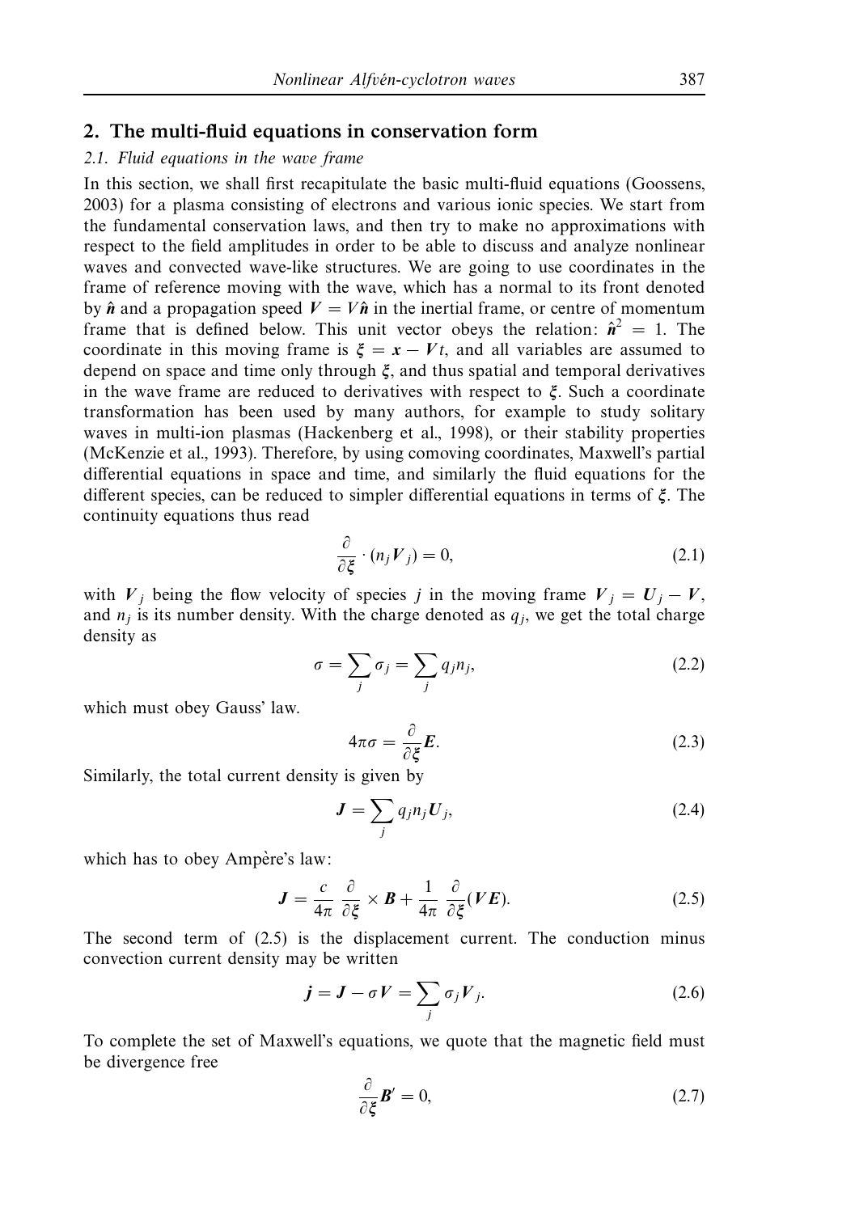## 2. The multi-fluid equations in conservation form

### 2.1. Fluid equations in the wave frame

In this section, we shall first recapitulate the basic multi-fluid equations (Goossens, 2003) for a plasma consisting of electrons and various ionic species. We start from the fundamental conservation laws, and then try to make no approximations with respect to the field amplitudes in order to be able to discuss and analyze nonlinear waves and convected wave-like structures. We are going to use coordinates in the frame of reference moving with the wave, which has a normal to its front denoted by $\hat{\boldsymbol{n}}$ and a propagation speed $\boldsymbol{V} = V\hat{\boldsymbol{n}}$ in the inertial frame, or centre of momentum frame that is defined below. This unit vector obeys the relation: $\hat{\boldsymbol{n}}^2 = 1$. The coordinate in this moving frame is $\boldsymbol{\xi} = \boldsymbol{x} - \boldsymbol{V}t$, and all variables are assumed to depend on space and time only through $\boldsymbol{\xi}$, and thus spatial and temporal derivatives in the wave frame are reduced to derivatives with respect to $\boldsymbol{\xi}$. Such a coordinate transformation has been used by many authors, for example to study solitary waves in multi-ion plasmas (Hackenberg et al., 1998), or their stability properties (McKenzie et al., 1993). Therefore, by using comoving coordinates, Maxwell's partial differential equations in space and time, and similarly the fluid equations for the different species, can be reduced to simpler differential equations in terms of $\boldsymbol{\xi}$. The continuity equations thus read

$$\frac{\partial}{\partial \boldsymbol{\xi}} \cdot (n_j \boldsymbol{V}_j) = 0, \tag{2.1}$$

with $\boldsymbol{V}_j$ being the flow velocity of species $j$ in the moving frame $\boldsymbol{V}_j = \boldsymbol{U}_j - \boldsymbol{V}$, and $n_j$ is its number density. With the charge denoted as $q_j$, we get the total charge density as

$$\sigma = \sum_j \sigma_j = \sum_j q_j n_j, \tag{2.2}$$

which must obey Gauss' law.

$$4\pi\sigma = \frac{\partial}{\partial \boldsymbol{\xi}} \boldsymbol{E}. \tag{2.3}$$

Similarly, the total current density is given by

$$\boldsymbol{J} = \sum_j q_j n_j \boldsymbol{U}_j, \tag{2.4}$$

which has to obey Ampère's law:

$$\boldsymbol{J} = \frac{c}{4\pi} \frac{\partial}{\partial \boldsymbol{\xi}} \times \boldsymbol{B} + \frac{1}{4\pi} \frac{\partial}{\partial \boldsymbol{\xi}} (\boldsymbol{V}\boldsymbol{E}). \tag{2.5}$$

The second term of (2.5) is the displacement current. The conduction minus convection current density may be written

$$\boldsymbol{j} = \boldsymbol{J} - \sigma \boldsymbol{V} = \sum_j \sigma_j \boldsymbol{V}_j. \tag{2.6}$$

To complete the set of Maxwell's equations, we quote that the magnetic field must be divergence free

$$\frac{\partial}{\partial \boldsymbol{\xi}} \boldsymbol{B}' = 0, \tag{2.7}$$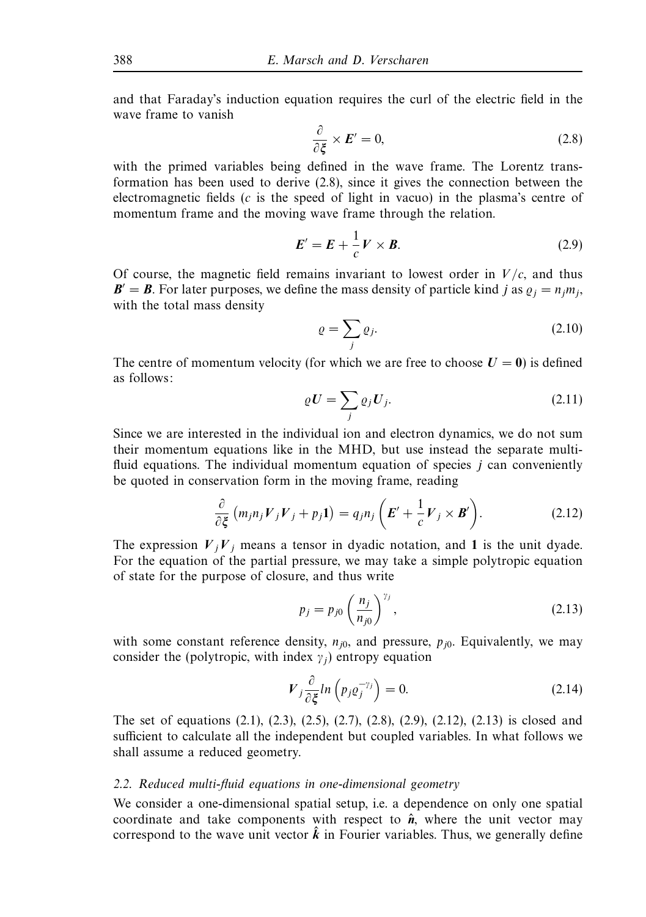and that Faraday's induction equation requires the curl of the electric field in the wave frame to vanish

$$\frac{\partial}{\partial \boldsymbol{\xi}} \times \boldsymbol{E}' = 0, \tag{2.8}$$

with the primed variables being defined in the wave frame. The Lorentz transformation has been used to derive (2.8), since it gives the connection between the electromagnetic fields ($c$ is the speed of light in vacuo) in the plasma's centre of momentum frame and the moving wave frame through the relation.

$$\boldsymbol{E}' = \boldsymbol{E} + \frac{1}{c}\boldsymbol{V} \times \boldsymbol{B}. \tag{2.9}$$

Of course, the magnetic field remains invariant to lowest order in $V/c$, and thus $\boldsymbol{B}' = \boldsymbol{B}$. For later purposes, we define the mass density of particle kind $j$ as $\varrho_j = n_j m_j$, with the total mass density

$$\varrho = \sum_j \varrho_j. \tag{2.10}$$

The centre of momentum velocity (for which we are free to choose $\boldsymbol{U} = \boldsymbol{0}$) is defined as follows:

$$\varrho \boldsymbol{U} = \sum_j \varrho_j \boldsymbol{U}_j. \tag{2.11}$$

Since we are interested in the individual ion and electron dynamics, we do not sum their momentum equations like in the MHD, but use instead the separate multi-fluid equations. The individual momentum equation of species $j$ can conveniently be quoted in conservation form in the moving frame, reading

$$\frac{\partial}{\partial \boldsymbol{\xi}} \left( m_j n_j \boldsymbol{V}_j \boldsymbol{V}_j + p_j \mathbf{1} \right) = q_j n_j \left( \boldsymbol{E}' + \frac{1}{c} \boldsymbol{V}_j \times \boldsymbol{B}' \right). \tag{2.12}$$

The expression $\boldsymbol{V}_j \boldsymbol{V}_j$ means a tensor in dyadic notation, and $\mathbf{1}$ is the unit dyade. For the equation of the partial pressure, we may take a simple polytropic equation of state for the purpose of closure, and thus write

$$p_j = p_{j0} \left( \frac{n_j}{n_{j0}} \right)^{\gamma_j}, \tag{2.13}$$

with some constant reference density, $n_{j0}$, and pressure, $p_{j0}$. Equivalently, we may consider the (polytropic, with index $\gamma_j$) entropy equation

$$\boldsymbol{V}_j \frac{\partial}{\partial \boldsymbol{\xi}} ln \left( p_j \varrho_j^{-\gamma_j} \right) = 0. \tag{2.14}$$

The set of equations (2.1), (2.3), (2.5), (2.7), (2.8), (2.9), (2.12), (2.13) is closed and sufficient to calculate all the independent but coupled variables. In what follows we shall assume a reduced geometry.

### 2.2. *Reduced multi-fluid equations in one-dimensional geometry*

We consider a one-dimensional spatial setup, i.e. a dependence on only one spatial coordinate and take components with respect to $\hat{\boldsymbol{n}}$, where the unit vector may correspond to the wave unit vector $\hat{\boldsymbol{k}}$ in Fourier variables. Thus, we generally define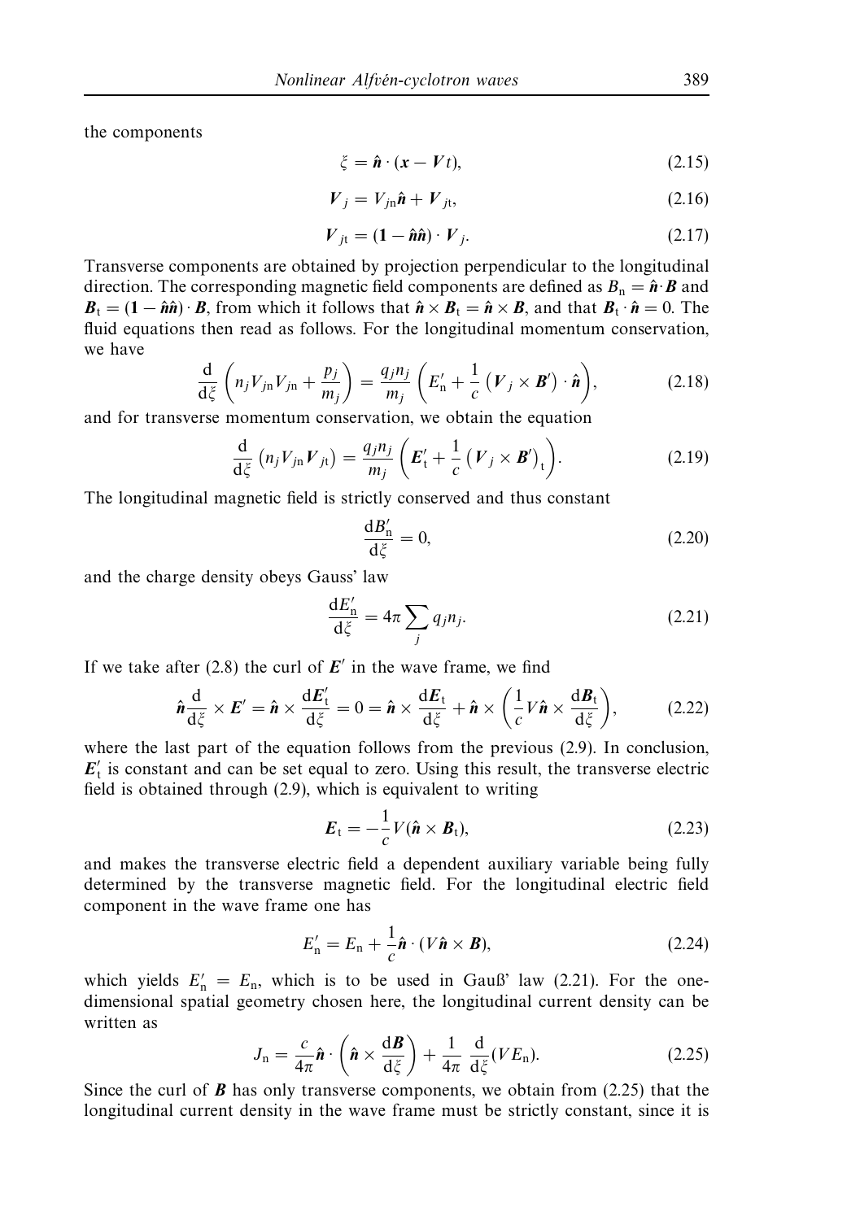the components

$$\xi = \hat{\boldsymbol{n}} \cdot (\boldsymbol{x} - \boldsymbol{V} t), \tag{2.15}$$

$$\boldsymbol{V}_j = V_{j\text{n}} \hat{\boldsymbol{n}} + \boldsymbol{V}_{j\text{t}}, \tag{2.16}$$

$$\boldsymbol{V}_{j\text{t}} = (\mathbf{1} - \hat{\boldsymbol{n}}\hat{\boldsymbol{n}}) \cdot \boldsymbol{V}_j. \tag{2.17}$$

Transverse components are obtained by projection perpendicular to the longitudinal direction. The corresponding magnetic field components are defined as $B_\text{n} = \hat{\boldsymbol{n}} \cdot \boldsymbol{B}$ and $\boldsymbol{B}_\text{t} = (\mathbf{1} - \hat{\boldsymbol{n}}\hat{\boldsymbol{n}}) \cdot \boldsymbol{B}$, from which it follows that $\hat{\boldsymbol{n}} \times \boldsymbol{B}_\text{t} = \hat{\boldsymbol{n}} \times \boldsymbol{B}$, and that $\boldsymbol{B}_\text{t} \cdot \hat{\boldsymbol{n}} = 0$. The fluid equations then read as follows. For the longitudinal momentum conservation, we have

$$\frac{\mathrm{d}}{\mathrm{d}\xi} \left( n_j V_{j\text{n}} V_{j\text{n}} + \frac{p_j}{m_j} \right) = \frac{q_j n_j}{m_j} \left( E'_\text{n} + \frac{1}{c} \left( \boldsymbol{V}_j \times \boldsymbol{B}' \right) \cdot \hat{\boldsymbol{n}} \right), \tag{2.18}$$

and for transverse momentum conservation, we obtain the equation

$$\frac{\mathrm{d}}{\mathrm{d}\xi} \left( n_j V_{j\text{n}} \boldsymbol{V}_{j\text{t}} \right) = \frac{q_j n_j}{m_j} \left( \boldsymbol{E}'_\text{t} + \frac{1}{c} \left( \boldsymbol{V}_j \times \boldsymbol{B}' \right)_\text{t} \right). \tag{2.19}$$

The longitudinal magnetic field is strictly conserved and thus constant

$$\frac{\mathrm{d}B'_\text{n}}{\mathrm{d}\xi} = 0, \tag{2.20}$$

and the charge density obeys Gauss' law

$$\frac{\mathrm{d}E'_\text{n}}{\mathrm{d}\xi} = 4\pi \sum_j q_j n_j. \tag{2.21}$$

If we take after (2.8) the curl of $\boldsymbol{E}'$ in the wave frame, we find

$$\hat{\boldsymbol{n}} \frac{\mathrm{d}}{\mathrm{d}\xi} \times \boldsymbol{E}' = \hat{\boldsymbol{n}} \times \frac{\mathrm{d}\boldsymbol{E}'_\text{t}}{\mathrm{d}\xi} = 0 = \hat{\boldsymbol{n}} \times \frac{\mathrm{d}\boldsymbol{E}_\text{t}}{\mathrm{d}\xi} + \hat{\boldsymbol{n}} \times \left( \frac{1}{c} V \hat{\boldsymbol{n}} \times \frac{\mathrm{d}\boldsymbol{B}_\text{t}}{\mathrm{d}\xi} \right), \tag{2.22}$$

where the last part of the equation follows from the previous (2.9). In conclusion, $\boldsymbol{E}'_\text{t}$ is constant and can be set equal to zero. Using this result, the transverse electric field is obtained through (2.9), which is equivalent to writing

$$\boldsymbol{E}_\text{t} = -\frac{1}{c} V (\hat{\boldsymbol{n}} \times \boldsymbol{B}_\text{t}), \tag{2.23}$$

and makes the transverse electric field a dependent auxiliary variable being fully determined by the transverse magnetic field. For the longitudinal electric field component in the wave frame one has

$$E'_\text{n} = E_\text{n} + \frac{1}{c} \hat{\boldsymbol{n}} \cdot (V \hat{\boldsymbol{n}} \times \boldsymbol{B}), \tag{2.24}$$

which yields $E'_\text{n} = E_\text{n}$, which is to be used in Gauß' law (2.21). For the one-dimensional spatial geometry chosen here, the longitudinal current density can be written as

$$J_\text{n} = \frac{c}{4\pi} \hat{\boldsymbol{n}} \cdot \left( \hat{\boldsymbol{n}} \times \frac{\mathrm{d}\boldsymbol{B}}{\mathrm{d}\xi} \right) + \frac{1}{4\pi} \frac{\mathrm{d}}{\mathrm{d}\xi} (V E_\text{n}). \tag{2.25}$$

Since the curl of $\boldsymbol{B}$ has only transverse components, we obtain from (2.25) that the longitudinal current density in the wave frame must be strictly constant, since it is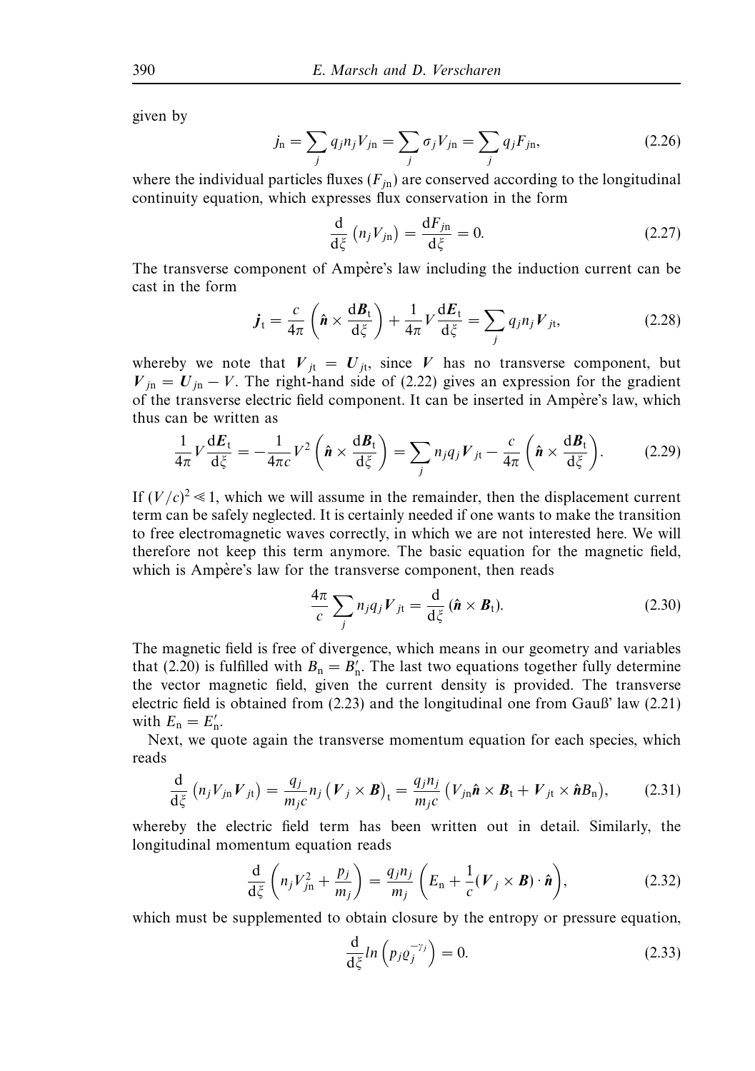given by

$$j_{\rm n} = \sum_j q_j n_j V_{j\rm n} = \sum_j \sigma_j V_{j\rm n} = \sum_j q_j F_{j\rm n}, \tag{2.26}$$

where the individual particles fluxes ($F_{j\rm n}$) are conserved according to the longitudinal continuity equation, which expresses flux conservation in the form

$$\frac{\mathrm{d}}{\mathrm{d}\xi}\left(n_j V_{j\rm n}\right) = \frac{\mathrm{d}F_{j\rm n}}{\mathrm{d}\xi} = 0. \tag{2.27}$$

The transverse component of Ampère's law including the induction current can be cast in the form

$$\boldsymbol{j}_{\rm t} = \frac{c}{4\pi}\left(\hat{\boldsymbol{n}} \times \frac{\mathrm{d}\boldsymbol{B}_{\rm t}}{\mathrm{d}\xi}\right) + \frac{1}{4\pi} V \frac{\mathrm{d}\boldsymbol{E}_{\rm t}}{\mathrm{d}\xi} = \sum_j q_j n_j \boldsymbol{V}_{j\rm t}, \tag{2.28}$$

whereby we note that $\boldsymbol{V}_{j\rm t} = \boldsymbol{U}_{j\rm t}$, since $\boldsymbol{V}$ has no transverse component, but $\boldsymbol{V}_{j\rm n} = \boldsymbol{U}_{j\rm n} - V$. The right-hand side of (2.22) gives an expression for the gradient of the transverse electric field component. It can be inserted in Ampère's law, which thus can be written as

$$\frac{1}{4\pi} V \frac{\mathrm{d}\boldsymbol{E}_{\rm t}}{\mathrm{d}\xi} = -\frac{1}{4\pi c} V^2 \left(\hat{\boldsymbol{n}} \times \frac{\mathrm{d}\boldsymbol{B}_{\rm t}}{\mathrm{d}\xi}\right) = \sum_j n_j q_j \boldsymbol{V}_{j\rm t} - \frac{c}{4\pi}\left(\hat{\boldsymbol{n}} \times \frac{\mathrm{d}\boldsymbol{B}_{\rm t}}{\mathrm{d}\xi}\right). \tag{2.29}$$

If $(V/c)^2 \ll 1$, which we will assume in the remainder, then the displacement current term can be safely neglected. It is certainly needed if one wants to make the transition to free electromagnetic waves correctly, in which we are not interested here. We will therefore not keep this term anymore. The basic equation for the magnetic field, which is Ampère's law for the transverse component, then reads

$$\frac{4\pi}{c} \sum_j n_j q_j \boldsymbol{V}_{j\rm t} = \frac{\mathrm{d}}{\mathrm{d}\xi}(\hat{\boldsymbol{n}} \times \boldsymbol{B}_{\rm t}). \tag{2.30}$$

The magnetic field is free of divergence, which means in our geometry and variables that (2.20) is fulfilled with $B_{\rm n} = B_{\rm n}'$. The last two equations together fully determine the vector magnetic field, given the current density is provided. The transverse electric field is obtained from (2.23) and the longitudinal one from Gauß' law (2.21) with $E_{\rm n} = E_{\rm n}'$.

Next, we quote again the transverse momentum equation for each species, which reads

$$\frac{\mathrm{d}}{\mathrm{d}\xi}\left(n_j V_{j\rm n} \boldsymbol{V}_{j\rm t}\right) = \frac{q_j}{m_j c} n_j \left(\boldsymbol{V}_j \times \boldsymbol{B}\right)_{\rm t} = \frac{q_j n_j}{m_j c}\left(V_{j\rm n} \hat{\boldsymbol{n}} \times \boldsymbol{B}_{\rm t} + \boldsymbol{V}_{j\rm t} \times \hat{\boldsymbol{n}} B_{\rm n}\right), \tag{2.31}$$

whereby the electric field term has been written out in detail. Similarly, the longitudinal momentum equation reads

$$\frac{\mathrm{d}}{\mathrm{d}\xi}\left(n_j V_{j\rm n}^2 + \frac{p_j}{m_j}\right) = \frac{q_j n_j}{m_j}\left(E_{\rm n} + \frac{1}{c}(\boldsymbol{V}_j \times \boldsymbol{B}) \cdot \hat{\boldsymbol{n}}\right), \tag{2.32}$$

which must be supplemented to obtain closure by the entropy or pressure equation,

$$\frac{\mathrm{d}}{\mathrm{d}\xi} ln\left(p_j \varrho_j^{-\gamma_j}\right) = 0. \tag{2.33}$$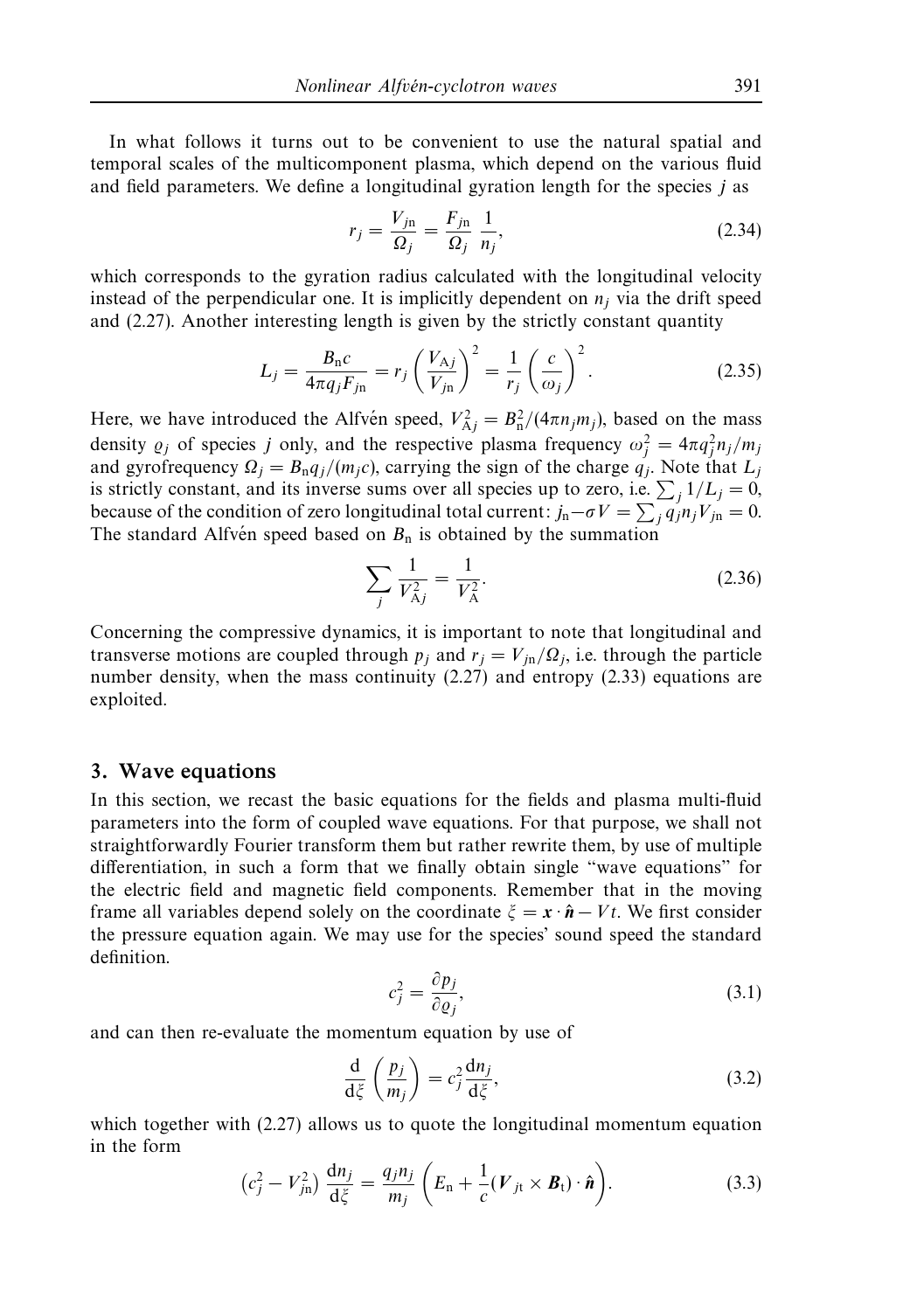In what follows it turns out to be convenient to use the natural spatial and temporal scales of the multicomponent plasma, which depend on the various fluid and field parameters. We define a longitudinal gyration length for the species $j$ as

$$r_j = \frac{V_{j\mathrm{n}}}{\Omega_j} = \frac{F_{j\mathrm{n}}}{\Omega_j}\frac{1}{n_j}, \tag{2.34}$$

which corresponds to the gyration radius calculated with the longitudinal velocity instead of the perpendicular one. It is implicitly dependent on $n_j$ via the drift speed and (2.27). Another interesting length is given by the strictly constant quantity

$$L_j = \frac{B_\mathrm{n} c}{4\pi q_j F_{j\mathrm{n}}} = r_j \left(\frac{V_{\mathrm{A}j}}{V_{j\mathrm{n}}}\right)^2 = \frac{1}{r_j}\left(\frac{c}{\omega_j}\right)^2. \tag{2.35}$$

Here, we have introduced the Alfvén speed, $V_{\mathrm{A}j}^2 = B_\mathrm{n}^2/(4\pi n_j m_j)$, based on the mass density $\varrho_j$ of species $j$ only, and the respective plasma frequency $\omega_j^2 = 4\pi q_j^2 n_j/m_j$ and gyrofrequency $\Omega_j = B_\mathrm{n} q_j/(m_j c)$, carrying the sign of the charge $q_j$. Note that $L_j$ is strictly constant, and its inverse sums over all species up to zero, i.e. $\sum_j 1/L_j = 0$, because of the condition of zero longitudinal total current: $j_\mathrm{n} - \sigma V = \sum_j q_j n_j V_{j\mathrm{n}} = 0$. The standard Alfvén speed based on $B_\mathrm{n}$ is obtained by the summation

$$\sum_j \frac{1}{V_{\mathrm{A}j}^2} = \frac{1}{V_\mathrm{A}^2}. \tag{2.36}$$

Concerning the compressive dynamics, it is important to note that longitudinal and transverse motions are coupled through $p_j$ and $r_j = V_{j\mathrm{n}}/\Omega_j$, i.e. through the particle number density, when the mass continuity (2.27) and entropy (2.33) equations are exploited.

## 3. Wave equations

In this section, we recast the basic equations for the fields and plasma multi-fluid parameters into the form of coupled wave equations. For that purpose, we shall not straightforwardly Fourier transform them but rather rewrite them, by use of multiple differentiation, in such a form that we finally obtain single "wave equations" for the electric field and magnetic field components. Remember that in the moving frame all variables depend solely on the coordinate $\xi = \boldsymbol{x}\cdot\hat{\boldsymbol{n}} - Vt$. We first consider the pressure equation again. We may use for the species' sound speed the standard definition.

$$c_j^2 = \frac{\partial p_j}{\partial \varrho_j}, \tag{3.1}$$

and can then re-evaluate the momentum equation by use of

$$\frac{\mathrm{d}}{\mathrm{d}\xi}\left(\frac{p_j}{m_j}\right) = c_j^2 \frac{\mathrm{d}n_j}{\mathrm{d}\xi}, \tag{3.2}$$

which together with (2.27) allows us to quote the longitudinal momentum equation in the form

$$\left(c_j^2 - V_{j\mathrm{n}}^2\right)\frac{\mathrm{d}n_j}{\mathrm{d}\xi} = \frac{q_j n_j}{m_j}\left(E_\mathrm{n} + \frac{1}{c}(\boldsymbol{V}_{j\mathrm{t}} \times \boldsymbol{B}_\mathrm{t})\cdot\hat{\boldsymbol{n}}\right). \tag{3.3}$$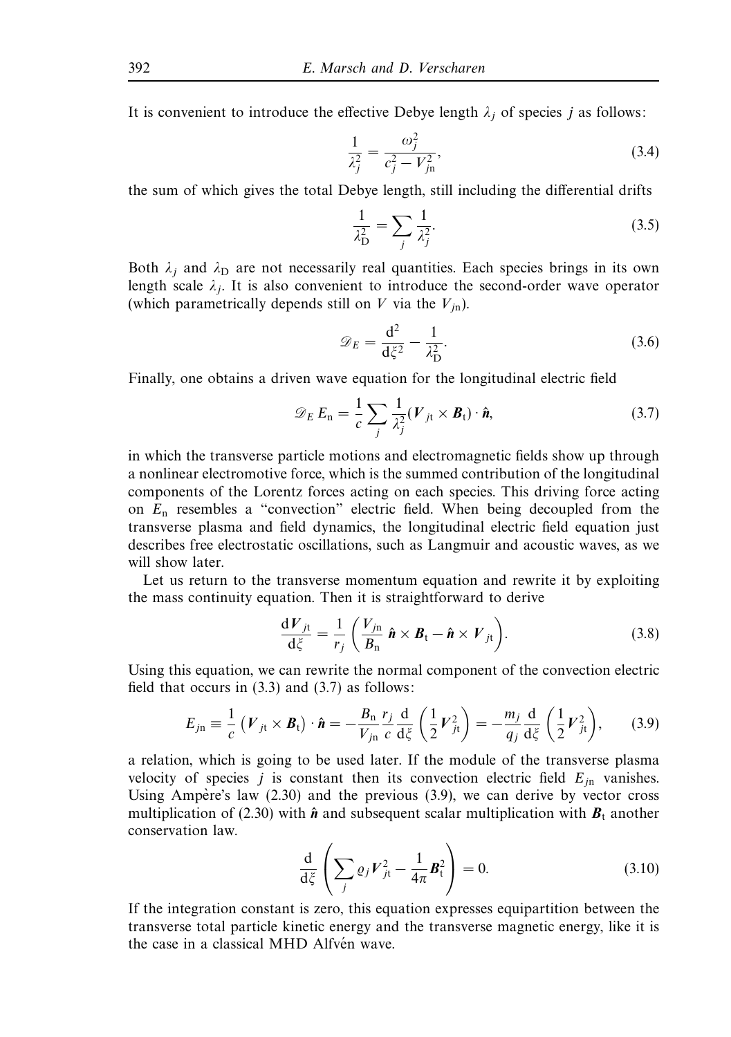It is convenient to introduce the effective Debye length $\lambda_j$ of species $j$ as follows:

$$\frac{1}{\lambda_j^2} = \frac{\omega_j^2}{c_j^2 - V_{jn}^2}, \tag{3.4}$$

the sum of which gives the total Debye length, still including the differential drifts

$$\frac{1}{\lambda_D^2} = \sum_j \frac{1}{\lambda_j^2}. \tag{3.5}$$

Both $\lambda_j$ and $\lambda_D$ are not necessarily real quantities. Each species brings in its own length scale $\lambda_j$. It is also convenient to introduce the second-order wave operator (which parametrically depends still on $V$ via the $V_{jn}$).

$$\mathscr{D}_E = \frac{d^2}{d\xi^2} - \frac{1}{\lambda_D^2}. \tag{3.6}$$

Finally, one obtains a driven wave equation for the longitudinal electric field

$$\mathscr{D}_E \, E_n = \frac{1}{c} \sum_j \frac{1}{\lambda_j^2} (\boldsymbol{V}_{jt} \times \boldsymbol{B}_t) \cdot \hat{\boldsymbol{n}}, \tag{3.7}$$

in which the transverse particle motions and electromagnetic fields show up through a nonlinear electromotive force, which is the summed contribution of the longitudinal components of the Lorentz forces acting on each species. This driving force acting on $E_n$ resembles a "convection" electric field. When being decoupled from the transverse plasma and field dynamics, the longitudinal electric field equation just describes free electrostatic oscillations, such as Langmuir and acoustic waves, as we will show later.

Let us return to the transverse momentum equation and rewrite it by exploiting the mass continuity equation. Then it is straightforward to derive

$$\frac{d\boldsymbol{V}_{jt}}{d\xi} = \frac{1}{r_j} \left( \frac{V_{jn}}{B_n} \, \hat{\boldsymbol{n}} \times \boldsymbol{B}_t - \hat{\boldsymbol{n}} \times \boldsymbol{V}_{jt} \right). \tag{3.8}$$

Using this equation, we can rewrite the normal component of the convection electric field that occurs in (3.3) and (3.7) as follows:

$$E_{jn} \equiv \frac{1}{c} \left( \boldsymbol{V}_{jt} \times \boldsymbol{B}_t \right) \cdot \hat{\boldsymbol{n}} = -\frac{B_n}{V_{jn}} \frac{r_j}{c} \frac{d}{d\xi} \left( \frac{1}{2} \boldsymbol{V}_{jt}^2 \right) = -\frac{m_j}{q_j} \frac{d}{d\xi} \left( \frac{1}{2} \boldsymbol{V}_{jt}^2 \right), \tag{3.9}$$

a relation, which is going to be used later. If the module of the transverse plasma velocity of species $j$ is constant then its convection electric field $E_{jn}$ vanishes. Using Ampère's law (2.30) and the previous (3.9), we can derive by vector cross multiplication of (2.30) with $\hat{\boldsymbol{n}}$ and subsequent scalar multiplication with $\boldsymbol{B}_t$ another conservation law.

$$\frac{d}{d\xi} \left( \sum_j \varrho_j \boldsymbol{V}_{jt}^2 - \frac{1}{4\pi} \boldsymbol{B}_t^2 \right) = 0. \tag{3.10}$$

If the integration constant is zero, this equation expresses equipartition between the transverse total particle kinetic energy and the transverse magnetic energy, like it is the case in a classical MHD Alfvén wave.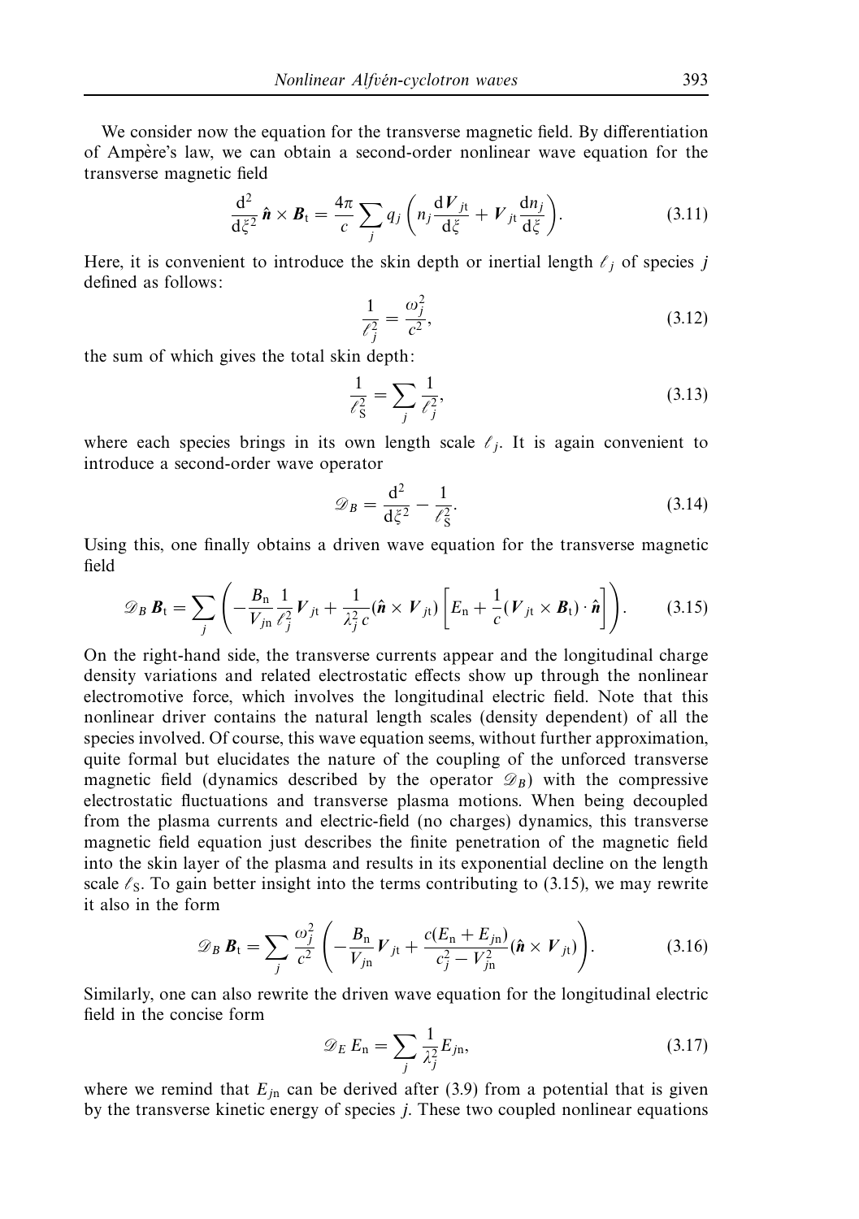We consider now the equation for the transverse magnetic field. By differentiation of Ampère's law, we can obtain a second-order nonlinear wave equation for the transverse magnetic field

$$\frac{\mathrm{d}^2}{\mathrm{d}\xi^2}\,\hat{\boldsymbol{n}} \times \boldsymbol{B}_{\mathrm{t}} = \frac{4\pi}{c}\sum_j q_j\left(n_j\frac{\mathrm{d}\boldsymbol{V}_{j\mathrm{t}}}{\mathrm{d}\xi} + \boldsymbol{V}_{j\mathrm{t}}\frac{\mathrm{d}n_j}{\mathrm{d}\xi}\right). \tag{3.11}$$

Here, it is convenient to introduce the skin depth or inertial length $\ell_j$ of species $j$ defined as follows:

$$\frac{1}{\ell_j^2} = \frac{\omega_j^2}{c^2}, \tag{3.12}$$

the sum of which gives the total skin depth:

$$\frac{1}{\ell_{\mathrm{S}}^2} = \sum_j \frac{1}{\ell_j^2}, \tag{3.13}$$

where each species brings in its own length scale $\ell_j$. It is again convenient to introduce a second-order wave operator

$$\mathscr{D}_B = \frac{\mathrm{d}^2}{\mathrm{d}\xi^2} - \frac{1}{\ell_{\mathrm{S}}^2}. \tag{3.14}$$

Using this, one finally obtains a driven wave equation for the transverse magnetic field

$$\mathscr{D}_B\,\boldsymbol{B}_{\mathrm{t}} = \sum_j\left(-\frac{B_{\mathrm{n}}}{V_{j\mathrm{n}}}\frac{1}{\ell_j^2}\boldsymbol{V}_{j\mathrm{t}} + \frac{1}{\lambda_j^2 c}(\hat{\boldsymbol{n}}\times\boldsymbol{V}_{j\mathrm{t}})\left[E_{\mathrm{n}} + \frac{1}{c}(\boldsymbol{V}_{j\mathrm{t}}\times\boldsymbol{B}_{\mathrm{t}})\cdot\hat{\boldsymbol{n}}\right]\right). \tag{3.15}$$

On the right-hand side, the transverse currents appear and the longitudinal charge density variations and related electrostatic effects show up through the nonlinear electromotive force, which involves the longitudinal electric field. Note that this nonlinear driver contains the natural length scales (density dependent) of all the species involved. Of course, this wave equation seems, without further approximation, quite formal but elucidates the nature of the coupling of the unforced transverse magnetic field (dynamics described by the operator $\mathscr{D}_B$) with the compressive electrostatic fluctuations and transverse plasma motions. When being decoupled from the plasma currents and electric-field (no charges) dynamics, this transverse magnetic field equation just describes the finite penetration of the magnetic field into the skin layer of the plasma and results in its exponential decline on the length scale $\ell_{\mathrm{S}}$. To gain better insight into the terms contributing to (3.15), we may rewrite it also in the form

$$\mathscr{D}_B\,\boldsymbol{B}_{\mathrm{t}} = \sum_j\frac{\omega_j^2}{c^2}\left(-\frac{B_{\mathrm{n}}}{V_{j\mathrm{n}}}\boldsymbol{V}_{j\mathrm{t}} + \frac{c(E_{\mathrm{n}}+E_{j\mathrm{n}})}{c_j^2 - V_{j\mathrm{n}}^2}(\hat{\boldsymbol{n}}\times\boldsymbol{V}_{j\mathrm{t}})\right). \tag{3.16}$$

Similarly, one can also rewrite the driven wave equation for the longitudinal electric field in the concise form

$$\mathscr{D}_E\,E_{\mathrm{n}} = \sum_j\frac{1}{\lambda_j^2}E_{j\mathrm{n}}, \tag{3.17}$$

where we remind that $E_{j\mathrm{n}}$ can be derived after (3.9) from a potential that is given by the transverse kinetic energy of species $j$. These two coupled nonlinear equations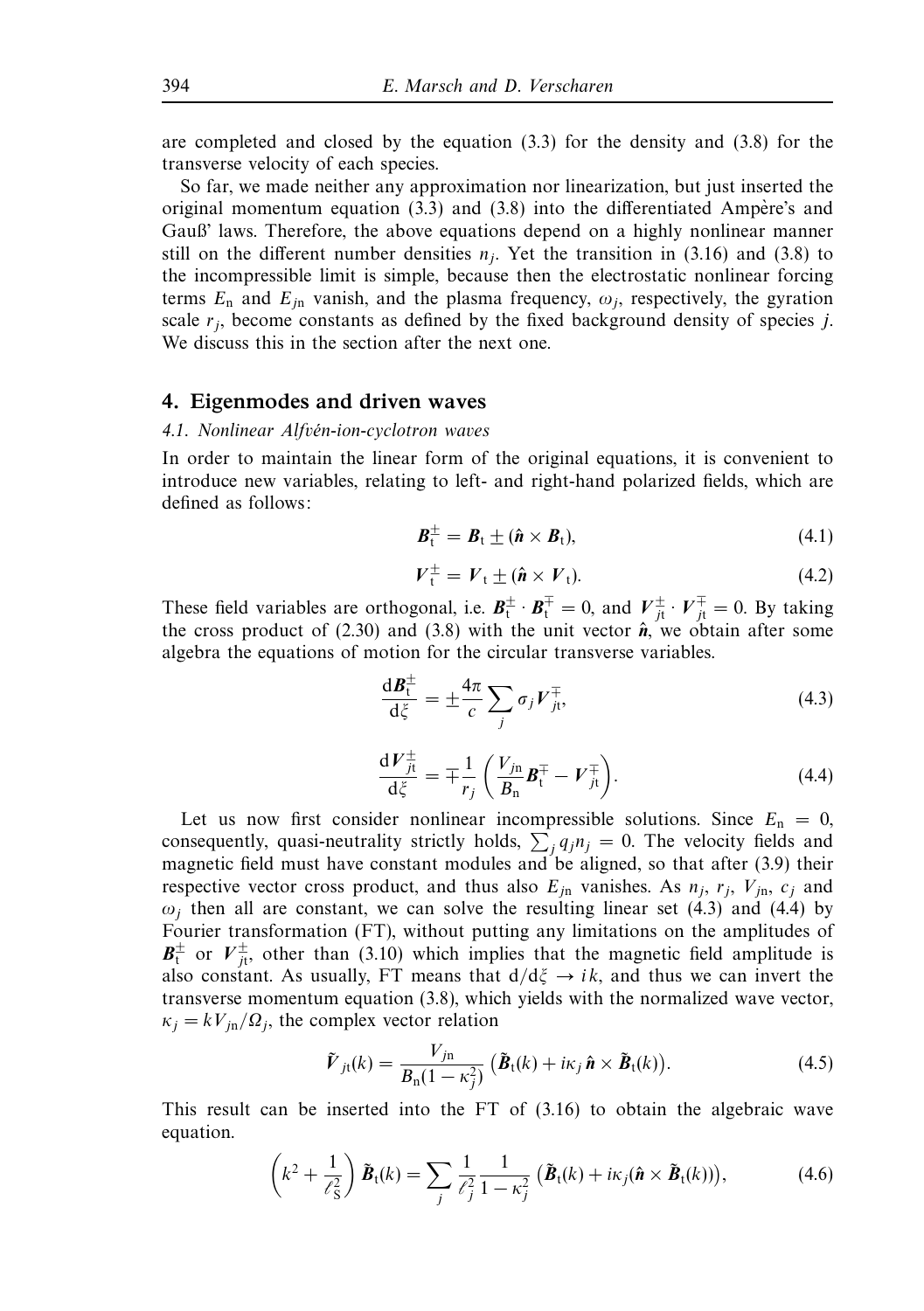are completed and closed by the equation (3.3) for the density and (3.8) for the transverse velocity of each species.

So far, we made neither any approximation nor linearization, but just inserted the original momentum equation (3.3) and (3.8) into the differentiated Ampère's and Gauß' laws. Therefore, the above equations depend on a highly nonlinear manner still on the different number densities $n_j$. Yet the transition in (3.16) and (3.8) to the incompressible limit is simple, because then the electrostatic nonlinear forcing terms $E_{\mathrm{n}}$ and $E_{j\mathrm{n}}$ vanish, and the plasma frequency, $\omega_j$, respectively, the gyration scale $r_j$, become constants as defined by the fixed background density of species $j$. We discuss this in the section after the next one.

## 4. Eigenmodes and driven waves

### 4.1. Nonlinear Alfvén-ion-cyclotron waves

In order to maintain the linear form of the original equations, it is convenient to introduce new variables, relating to left- and right-hand polarized fields, which are defined as follows:

$$\boldsymbol{B}_{\mathrm{t}}^{\pm} = \boldsymbol{B}_{\mathrm{t}} \pm (\hat{\boldsymbol{n}} \times \boldsymbol{B}_{\mathrm{t}}), \tag{4.1}$$

$$\boldsymbol{V}_{\mathrm{t}}^{\pm} = \boldsymbol{V}_{\mathrm{t}} \pm (\hat{\boldsymbol{n}} \times \boldsymbol{V}_{\mathrm{t}}). \tag{4.2}$$

These field variables are orthogonal, i.e. $\boldsymbol{B}_{\mathrm{t}}^{\pm} \cdot \boldsymbol{B}_{\mathrm{t}}^{\mp} = 0$, and $\boldsymbol{V}_{j\mathrm{t}}^{\pm} \cdot \boldsymbol{V}_{j\mathrm{t}}^{\mp} = 0$. By taking the cross product of (2.30) and (3.8) with the unit vector $\hat{\boldsymbol{n}}$, we obtain after some algebra the equations of motion for the circular transverse variables.

$$\frac{\mathrm{d}\boldsymbol{B}_{\mathrm{t}}^{\pm}}{\mathrm{d}\xi} = \pm\frac{4\pi}{c}\sum_j \sigma_j \boldsymbol{V}_{j\mathrm{t}}^{\mp}, \tag{4.3}$$

$$\frac{\mathrm{d}\boldsymbol{V}_{j\mathrm{t}}^{\pm}}{\mathrm{d}\xi} = \mp\frac{1}{r_j}\left(\frac{V_{j\mathrm{n}}}{B_{\mathrm{n}}}\boldsymbol{B}_{\mathrm{t}}^{\mp} - \boldsymbol{V}_{j\mathrm{t}}^{\mp}\right). \tag{4.4}$$

Let us now first consider nonlinear incompressible solutions. Since $E_{\mathrm{n}} = 0$, consequently, quasi-neutrality strictly holds, $\sum_j q_j n_j = 0$. The velocity fields and magnetic field must have constant modules and be aligned, so that after (3.9) their respective vector cross product, and thus also $E_{j\mathrm{n}}$ vanishes. As $n_j$, $r_j$, $V_{j\mathrm{n}}$, $c_j$ and $\omega_j$ then all are constant, we can solve the resulting linear set (4.3) and (4.4) by Fourier transformation (FT), without putting any limitations on the amplitudes of $\boldsymbol{B}_{\mathrm{t}}^{\pm}$ or $\boldsymbol{V}_{j\mathrm{t}}^{\pm}$, other than (3.10) which implies that the magnetic field amplitude is also constant. As usually, FT means that $\mathrm{d}/\mathrm{d}\xi \to ik$, and thus we can invert the transverse momentum equation (3.8), which yields with the normalized wave vector, $\kappa_j = kV_{j\mathrm{n}}/\Omega_j$, the complex vector relation

$$\tilde{\boldsymbol{V}}_{j\mathrm{t}}(k) = \frac{V_{j\mathrm{n}}}{B_{\mathrm{n}}(1-\kappa_j^2)}\left(\tilde{\boldsymbol{B}}_{\mathrm{t}}(k) + i\kappa_j\,\hat{\boldsymbol{n}} \times \tilde{\boldsymbol{B}}_{\mathrm{t}}(k)\right). \tag{4.5}$$

This result can be inserted into the FT of (3.16) to obtain the algebraic wave equation.

$$\left(k^2 + \frac{1}{\ell_{\mathrm{S}}^2}\right)\tilde{\boldsymbol{B}}_{\mathrm{t}}(k) = \sum_j \frac{1}{\ell_j^2}\frac{1}{1-\kappa_j^2}\left(\tilde{\boldsymbol{B}}_{\mathrm{t}}(k) + i\kappa_j(\hat{\boldsymbol{n}} \times \tilde{\boldsymbol{B}}_{\mathrm{t}}(k))\right), \tag{4.6}$$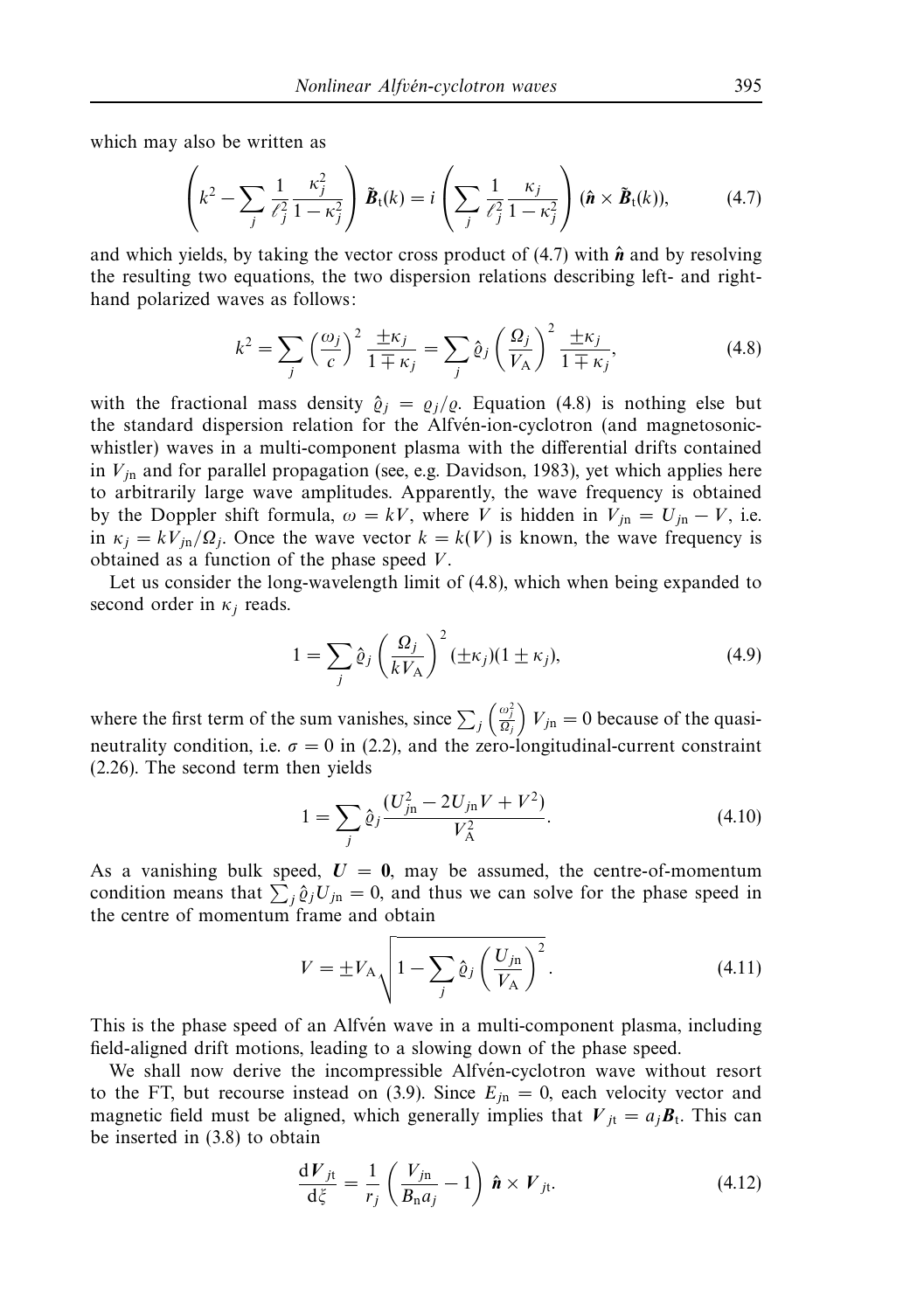which may also be written as

$$\left(k^2 - \sum_j \frac{1}{\ell_j^2} \frac{\kappa_j^2}{1-\kappa_j^2}\right) \tilde{\boldsymbol{B}}_\mathrm{t}(k) = i \left(\sum_j \frac{1}{\ell_j^2} \frac{\kappa_j}{1-\kappa_j^2}\right) (\hat{\boldsymbol{n}} \times \tilde{\boldsymbol{B}}_\mathrm{t}(k)), \tag{4.7}$$

and which yields, by taking the vector cross product of (4.7) with $\hat{\boldsymbol{n}}$ and by resolving the resulting two equations, the two dispersion relations describing left- and right-hand polarized waves as follows:

$$k^2 = \sum_j \left(\frac{\omega_j}{c}\right)^2 \frac{\pm\kappa_j}{1 \mp \kappa_j} = \sum_j \hat{\varrho}_j \left(\frac{\Omega_j}{V_\mathrm{A}}\right)^2 \frac{\pm\kappa_j}{1 \mp \kappa_j}, \tag{4.8}$$

with the fractional mass density $\hat{\varrho}_j = \varrho_j/\varrho$. Equation (4.8) is nothing else but the standard dispersion relation for the Alfvén-ion-cyclotron (and magnetosonic-whistler) waves in a multi-component plasma with the differential drifts contained in $V_{j\mathrm{n}}$ and for parallel propagation (see, e.g. Davidson, 1983), yet which applies here to arbitrarily large wave amplitudes. Apparently, the wave frequency is obtained by the Doppler shift formula, $\omega = kV$, where $V$ is hidden in $V_{j\mathrm{n}} = U_{j\mathrm{n}} - V$, i.e. in $\kappa_j = kV_{j\mathrm{n}}/\Omega_j$. Once the wave vector $k = k(V)$ is known, the wave frequency is obtained as a function of the phase speed $V$.

Let us consider the long-wavelength limit of (4.8), which when being expanded to second order in $\kappa_j$ reads.

$$1 = \sum_j \hat{\varrho}_j \left(\frac{\Omega_j}{kV_\mathrm{A}}\right)^2 (\pm\kappa_j)(1 \pm \kappa_j), \tag{4.9}$$

where the first term of the sum vanishes, since $\sum_j \left(\frac{\omega_j^2}{\Omega_j}\right) V_{j\mathrm{n}} = 0$ because of the quasi-neutrality condition, i.e. $\sigma = 0$ in (2.2), and the zero-longitudinal-current constraint (2.26). The second term then yields

$$1 = \sum_j \hat{\varrho}_j \frac{(U_{j\mathrm{n}}^2 - 2U_{j\mathrm{n}}V + V^2)}{V_\mathrm{A}^2}. \tag{4.10}$$

As a vanishing bulk speed, $\boldsymbol{U} = \boldsymbol{0}$, may be assumed, the centre-of-momentum condition means that $\sum_j \hat{\varrho}_j U_{j\mathrm{n}} = 0$, and thus we can solve for the phase speed in the centre of momentum frame and obtain

$$V = \pm V_\mathrm{A} \sqrt{1 - \sum_j \hat{\varrho}_j \left(\frac{U_{j\mathrm{n}}}{V_\mathrm{A}}\right)^2}. \tag{4.11}$$

This is the phase speed of an Alfvén wave in a multi-component plasma, including field-aligned drift motions, leading to a slowing down of the phase speed.

We shall now derive the incompressible Alfvén-cyclotron wave without resort to the FT, but recourse instead on (3.9). Since $E_{j\mathrm{n}} = 0$, each velocity vector and magnetic field must be aligned, which generally implies that $\boldsymbol{V}_{j\mathrm{t}} = a_j \boldsymbol{B}_\mathrm{t}$. This can be inserted in (3.8) to obtain

$$\frac{\mathrm{d}\boldsymbol{V}_{j\mathrm{t}}}{\mathrm{d}\xi} = \frac{1}{r_j}\left(\frac{V_{j\mathrm{n}}}{B_\mathrm{n} a_j} - 1\right) \hat{\boldsymbol{n}} \times \boldsymbol{V}_{j\mathrm{t}}. \tag{4.12}$$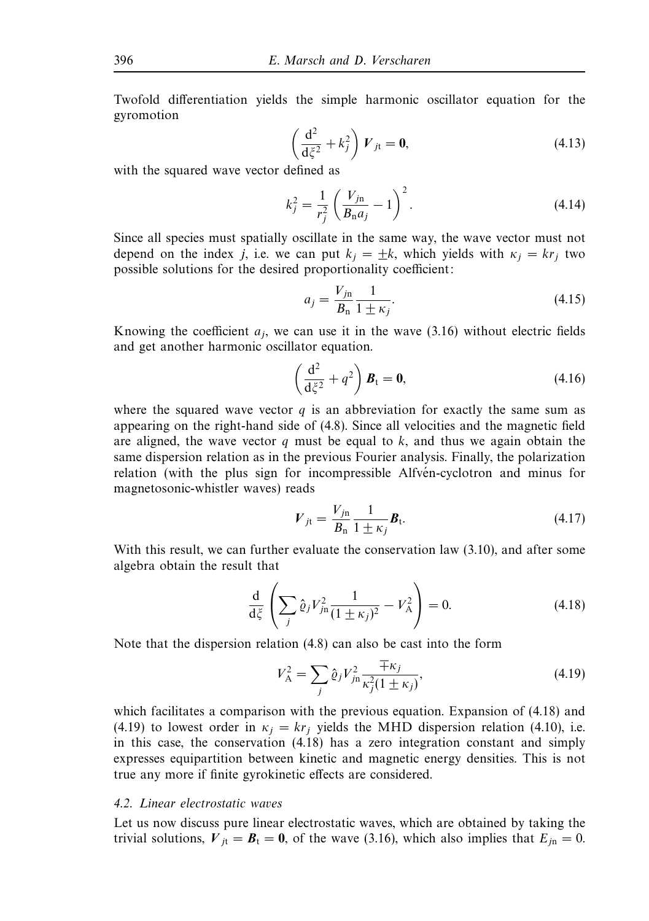Twofold differentiation yields the simple harmonic oscillator equation for the gyromotion

$$\left(\frac{\mathrm{d}^2}{\mathrm{d}\xi^2} + k_j^2\right) \boldsymbol{V}_{j\mathrm{t}} = \boldsymbol{0}, \tag{4.13}$$

with the squared wave vector defined as

$$k_j^2 = \frac{1}{r_j^2}\left(\frac{V_{j\mathrm{n}}}{B_\mathrm{n} a_j} - 1\right)^2. \tag{4.14}$$

Since all species must spatially oscillate in the same way, the wave vector must not depend on the index $j$, i.e. we can put $k_j = \pm k$, which yields with $\kappa_j = k r_j$ two possible solutions for the desired proportionality coefficient:

$$a_j = \frac{V_{j\mathrm{n}}}{B_\mathrm{n}} \frac{1}{1 \pm \kappa_j}. \tag{4.15}$$

Knowing the coefficient $a_j$, we can use it in the wave (3.16) without electric fields and get another harmonic oscillator equation.

$$\left(\frac{\mathrm{d}^2}{\mathrm{d}\xi^2} + q^2\right) \boldsymbol{B}_\mathrm{t} = \boldsymbol{0}, \tag{4.16}$$

where the squared wave vector $q$ is an abbreviation for exactly the same sum as appearing on the right-hand side of (4.8). Since all velocities and the magnetic field are aligned, the wave vector $q$ must be equal to $k$, and thus we again obtain the same dispersion relation as in the previous Fourier analysis. Finally, the polarization relation (with the plus sign for incompressible Alfvén-cyclotron and minus for magnetosonic-whistler waves) reads

$$\boldsymbol{V}_{j\mathrm{t}} = \frac{V_{j\mathrm{n}}}{B_\mathrm{n}} \frac{1}{1 \pm \kappa_j} \boldsymbol{B}_\mathrm{t}. \tag{4.17}$$

With this result, we can further evaluate the conservation law (3.10), and after some algebra obtain the result that

$$\frac{\mathrm{d}}{\mathrm{d}\xi}\left(\sum_j \hat{\varrho}_j V_{j\mathrm{n}}^2 \frac{1}{(1 \pm \kappa_j)^2} - V_\mathrm{A}^2\right) = 0. \tag{4.18}$$

Note that the dispersion relation (4.8) can also be cast into the form

$$V_\mathrm{A}^2 = \sum_j \hat{\varrho}_j V_{j\mathrm{n}}^2 \frac{\mp \kappa_j}{\kappa_j^2 (1 \pm \kappa_j)}, \tag{4.19}$$

which facilitates a comparison with the previous equation. Expansion of (4.18) and (4.19) to lowest order in $\kappa_j = k r_j$ yields the MHD dispersion relation (4.10), i.e. in this case, the conservation (4.18) has a zero integration constant and simply expresses equipartition between kinetic and magnetic energy densities. This is not true any more if finite gyrokinetic effects are considered.

### *4.2. Linear electrostatic waves*

Let us now discuss pure linear electrostatic waves, which are obtained by taking the trivial solutions, $\boldsymbol{V}_{j\mathrm{t}} = \boldsymbol{B}_\mathrm{t} = \boldsymbol{0}$, of the wave (3.16), which also implies that $E_{j\mathrm{n}} = 0$.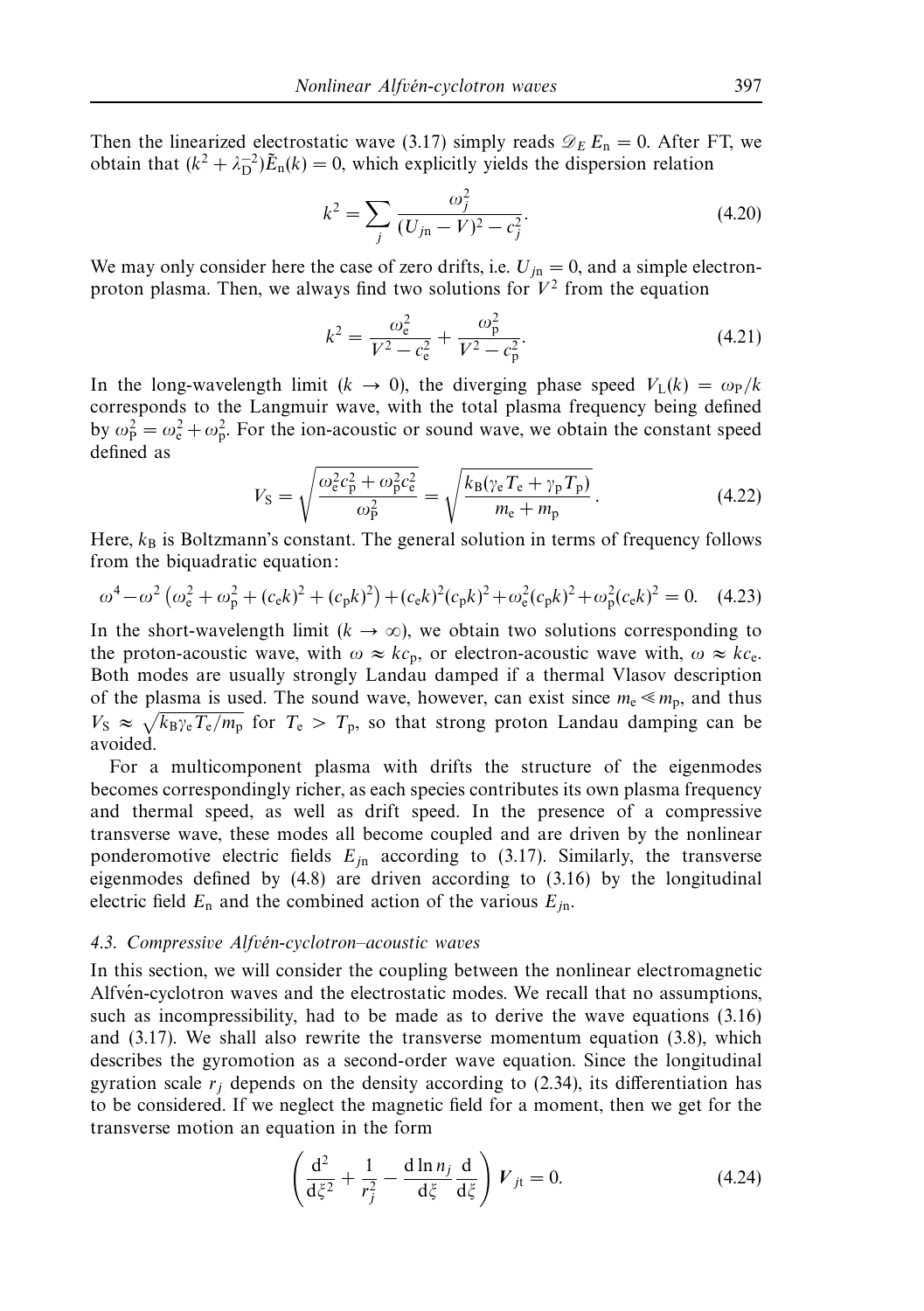Then the linearized electrostatic wave (3.17) simply reads $\mathscr{D}_E\, E_{\mathrm{n}} = 0$. After FT, we obtain that $(k^2 + \lambda_{\mathrm{D}}^{-2})\tilde{E}_{\mathrm{n}}(k) = 0$, which explicitly yields the dispersion relation

$$k^2 = \sum_j \frac{\omega_j^2}{(U_{j\mathrm{n}} - V)^2 - c_j^2}. \tag{4.20}$$

We may only consider here the case of zero drifts, i.e. $U_{j\mathrm{n}} = 0$, and a simple electron-proton plasma. Then, we always find two solutions for $V^2$ from the equation

$$k^2 = \frac{\omega_{\mathrm{e}}^2}{V^2 - c_{\mathrm{e}}^2} + \frac{\omega_{\mathrm{p}}^2}{V^2 - c_{\mathrm{p}}^2}. \tag{4.21}$$

In the long-wavelength limit ($k \to 0$), the diverging phase speed $V_{\mathrm{L}}(k) = \omega_{\mathrm{P}}/k$ corresponds to the Langmuir wave, with the total plasma frequency being defined by $\omega_{\mathrm{P}}^2 = \omega_{\mathrm{e}}^2 + \omega_{\mathrm{p}}^2$. For the ion-acoustic or sound wave, we obtain the constant speed defined as

$$V_{\mathrm{S}} = \sqrt{\frac{\omega_{\mathrm{e}}^2 c_{\mathrm{p}}^2 + \omega_{\mathrm{p}}^2 c_{\mathrm{e}}^2}{\omega_{\mathrm{P}}^2}} = \sqrt{\frac{k_{\mathrm{B}}(\gamma_{\mathrm{e}} T_{\mathrm{e}} + \gamma_{\mathrm{p}} T_{\mathrm{p}})}{m_{\mathrm{e}} + m_{\mathrm{p}}}}. \tag{4.22}$$

Here, $k_{\mathrm{B}}$ is Boltzmann's constant. The general solution in terms of frequency follows from the biquadratic equation:

$$\omega^4 - \omega^2\left(\omega_{\mathrm{e}}^2 + \omega_{\mathrm{p}}^2 + (c_{\mathrm{e}}k)^2 + (c_{\mathrm{p}}k)^2\right) + (c_{\mathrm{e}}k)^2(c_{\mathrm{p}}k)^2 + \omega_{\mathrm{e}}^2(c_{\mathrm{p}}k)^2 + \omega_{\mathrm{p}}^2(c_{\mathrm{e}}k)^2 = 0. \tag{4.23}$$

In the short-wavelength limit ($k \to \infty$), we obtain two solutions corresponding to the proton-acoustic wave, with $\omega \approx kc_{\mathrm{p}}$, or electron-acoustic wave with, $\omega \approx kc_{\mathrm{e}}$. Both modes are usually strongly Landau damped if a thermal Vlasov description of the plasma is used. The sound wave, however, can exist since $m_{\mathrm{e}} \ll m_{\mathrm{p}}$, and thus $V_{\mathrm{S}} \approx \sqrt{k_{\mathrm{B}}\gamma_{\mathrm{e}} T_{\mathrm{e}}/m_{\mathrm{p}}}$ for $T_{\mathrm{e}} > T_{\mathrm{p}}$, so that strong proton Landau damping can be avoided.

For a multicomponent plasma with drifts the structure of the eigenmodes becomes correspondingly richer, as each species contributes its own plasma frequency and thermal speed, as well as drift speed. In the presence of a compressive transverse wave, these modes all become coupled and are driven by the nonlinear ponderomotive electric fields $E_{j\mathrm{n}}$ according to (3.17). Similarly, the transverse eigenmodes defined by (4.8) are driven according to (3.16) by the longitudinal electric field $E_{\mathrm{n}}$ and the combined action of the various $E_{j\mathrm{n}}$.

### 4.3. *Compressive Alfvén-cyclotron–acoustic waves*

In this section, we will consider the coupling between the nonlinear electromagnetic Alfvén-cyclotron waves and the electrostatic modes. We recall that no assumptions, such as incompressibility, had to be made as to derive the wave equations (3.16) and (3.17). We shall also rewrite the transverse momentum equation (3.8), which describes the gyromotion as a second-order wave equation. Since the longitudinal gyration scale $r_j$ depends on the density according to (2.34), its differentiation has to be considered. If we neglect the magnetic field for a moment, then we get for the transverse motion an equation in the form

$$\left(\frac{\mathrm{d}^2}{\mathrm{d}\xi^2} + \frac{1}{r_j^2} - \frac{\mathrm{d}\ln n_j}{\mathrm{d}\xi}\frac{\mathrm{d}}{\mathrm{d}\xi}\right) \boldsymbol{V}_{j\mathrm{t}} = 0. \tag{4.24}$$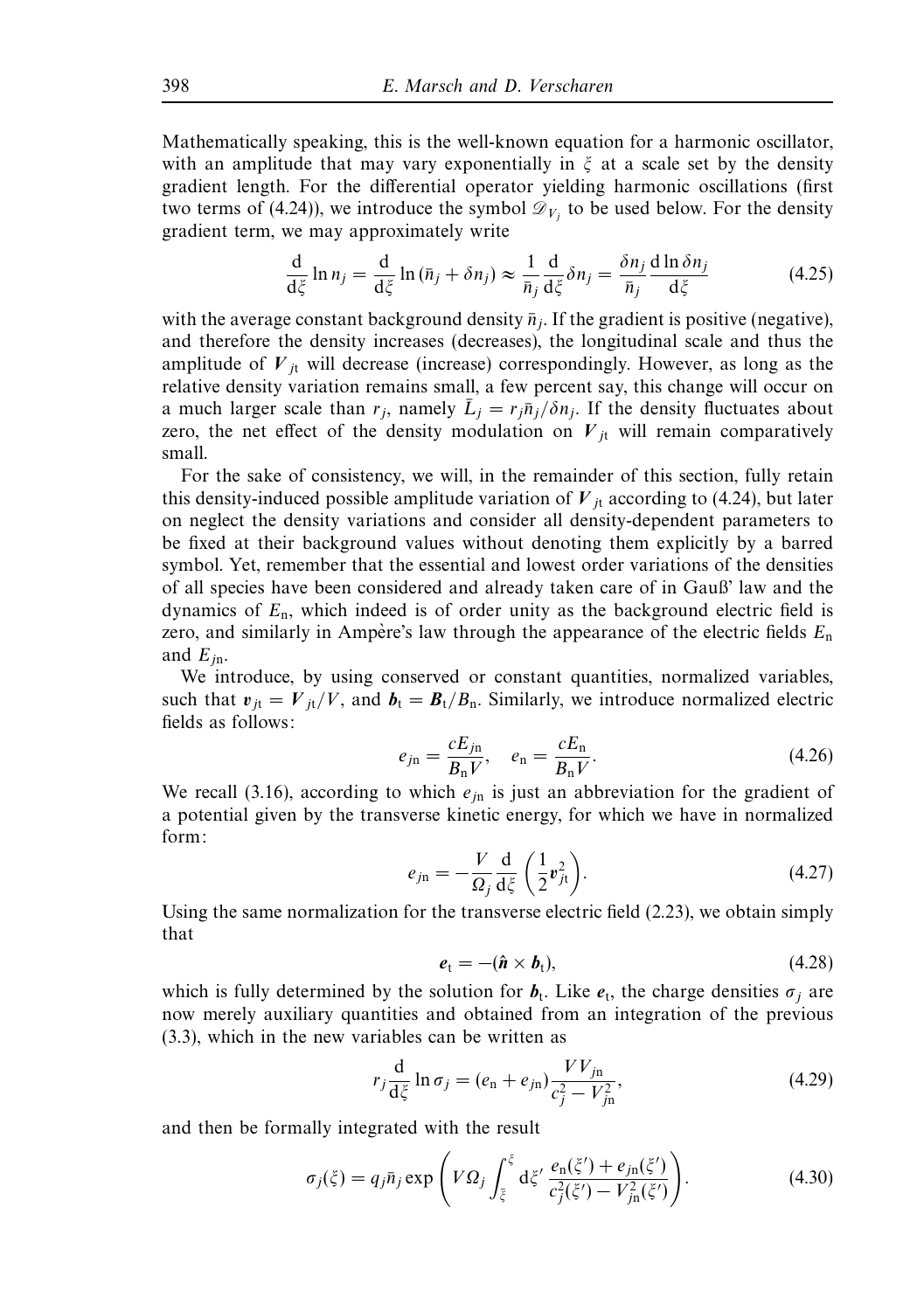Mathematically speaking, this is the well-known equation for a harmonic oscillator, with an amplitude that may vary exponentially in $\xi$ at a scale set by the density gradient length. For the differential operator yielding harmonic oscillations (first two terms of (4.24)), we introduce the symbol $\mathscr{D}_{V_j}$ to be used below. For the density gradient term, we may approximately write

$$\frac{\mathrm{d}}{\mathrm{d}\xi}\ln n_j = \frac{\mathrm{d}}{\mathrm{d}\xi}\ln(\bar{n}_j + \delta n_j) \approx \frac{1}{\bar{n}_j}\frac{\mathrm{d}}{\mathrm{d}\xi}\delta n_j = \frac{\delta n_j}{\bar{n}_j}\frac{\mathrm{d}\ln \delta n_j}{\mathrm{d}\xi} \tag{4.25}$$

with the average constant background density $\bar{n}_j$. If the gradient is positive (negative), and therefore the density increases (decreases), the longitudinal scale and thus the amplitude of $\boldsymbol{V}_{j\mathrm{t}}$ will decrease (increase) correspondingly. However, as long as the relative density variation remains small, a few percent say, this change will occur on a much larger scale than $r_j$, namely $\bar{L}_j = r_j\bar{n}_j/\delta n_j$. If the density fluctuates about zero, the net effect of the density modulation on $\boldsymbol{V}_{j\mathrm{t}}$ will remain comparatively small.

For the sake of consistency, we will, in the remainder of this section, fully retain this density-induced possible amplitude variation of $\boldsymbol{V}_{j\mathrm{t}}$ according to (4.24), but later on neglect the density variations and consider all density-dependent parameters to be fixed at their background values without denoting them explicitly by a barred symbol. Yet, remember that the essential and lowest order variations of the densities of all species have been considered and already taken care of in Gauß' law and the dynamics of $E_\mathrm{n}$, which indeed is of order unity as the background electric field is zero, and similarly in Ampère's law through the appearance of the electric fields $E_\mathrm{n}$ and $E_{j\mathrm{n}}$.

We introduce, by using conserved or constant quantities, normalized variables, such that $\boldsymbol{v}_{j\mathrm{t}} = \boldsymbol{V}_{j\mathrm{t}}/V$, and $\boldsymbol{b}_\mathrm{t} = \boldsymbol{B}_\mathrm{t}/B_\mathrm{n}$. Similarly, we introduce normalized electric fields as follows:

$$e_{j\mathrm{n}} = \frac{cE_{j\mathrm{n}}}{B_\mathrm{n}V}, \quad e_\mathrm{n} = \frac{cE_\mathrm{n}}{B_\mathrm{n}V}. \tag{4.26}$$

We recall (3.16), according to which $e_{j\mathrm{n}}$ is just an abbreviation for the gradient of a potential given by the transverse kinetic energy, for which we have in normalized form:

$$e_{j\mathrm{n}} = -\frac{V}{\Omega_j}\frac{\mathrm{d}}{\mathrm{d}\xi}\left(\frac{1}{2}\boldsymbol{v}_{j\mathrm{t}}^2\right). \tag{4.27}$$

Using the same normalization for the transverse electric field (2.23), we obtain simply that

$$\boldsymbol{e}_\mathrm{t} = -(\hat{\boldsymbol{n}} \times \boldsymbol{b}_\mathrm{t}), \tag{4.28}$$

which is fully determined by the solution for $\boldsymbol{b}_\mathrm{t}$. Like $\boldsymbol{e}_\mathrm{t}$, the charge densities $\sigma_j$ are now merely auxiliary quantities and obtained from an integration of the previous (3.3), which in the new variables can be written as

$$r_j\frac{\mathrm{d}}{\mathrm{d}\xi}\ln\sigma_j = (e_\mathrm{n} + e_{j\mathrm{n}})\frac{VV_{j\mathrm{n}}}{c_j^2 - V_{j\mathrm{n}}^2}, \tag{4.29}$$

and then be formally integrated with the result

$$\sigma_j(\xi) = q_j\bar{n}_j\exp\left(V\Omega_j\int_{\bar{\xi}}^{\xi}\mathrm{d}\xi'\,\frac{e_\mathrm{n}(\xi') + e_{j\mathrm{n}}(\xi')}{c_j^2(\xi') - V_{j\mathrm{n}}^2(\xi')}\right). \tag{4.30}$$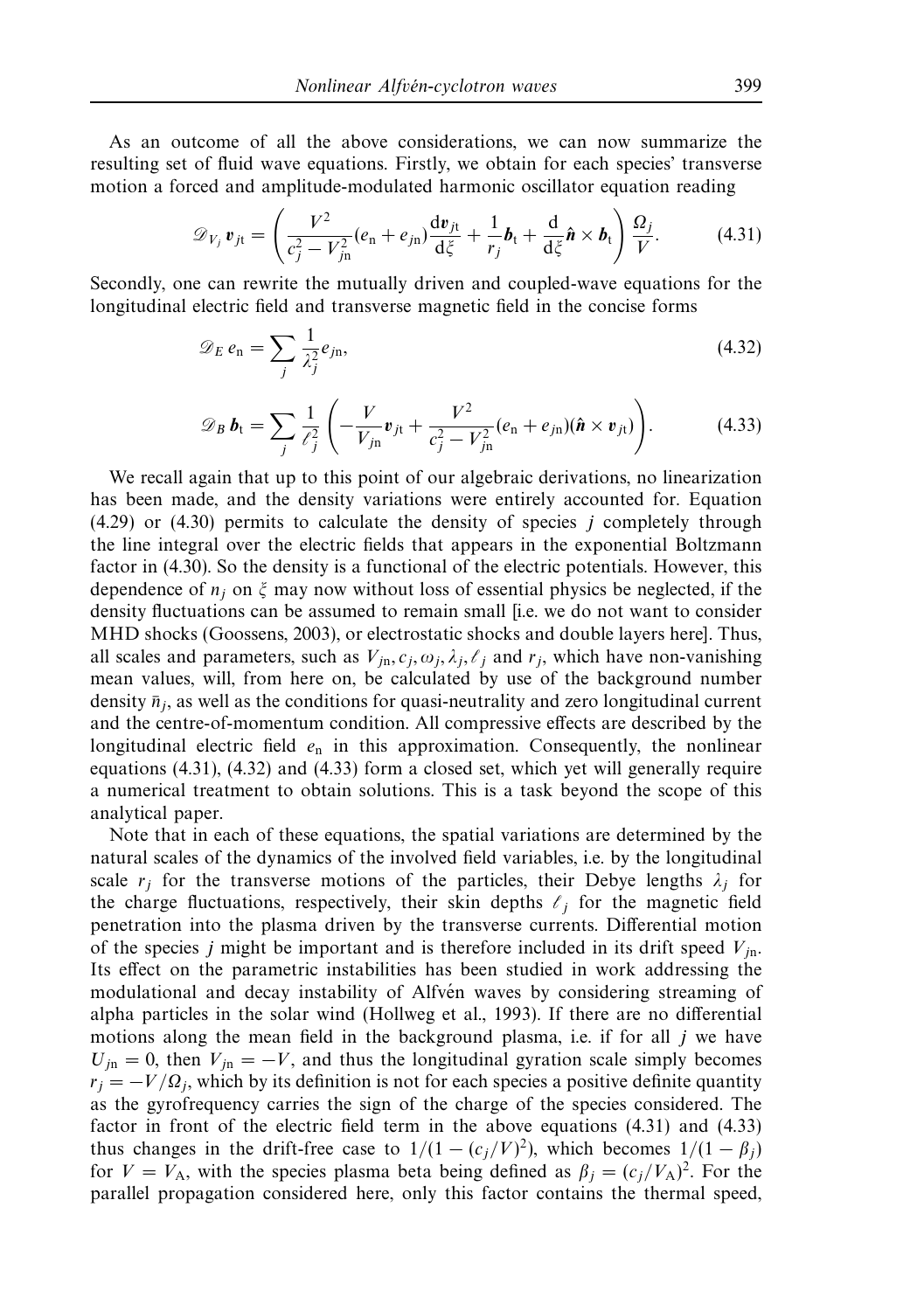As an outcome of all the above considerations, we can now summarize the resulting set of fluid wave equations. Firstly, we obtain for each species' transverse motion a forced and amplitude-modulated harmonic oscillator equation reading

$$\mathscr{D}_{V_j}\, \boldsymbol{v}_{j\mathrm{t}} = \left( \frac{V^2}{c_j^2 - V_{j\mathrm{n}}^2}(e_\mathrm{n} + e_{j\mathrm{n}}) \frac{\mathrm{d}\boldsymbol{v}_{j\mathrm{t}}}{\mathrm{d}\xi} + \frac{1}{r_j}\boldsymbol{b}_\mathrm{t} + \frac{\mathrm{d}}{\mathrm{d}\xi}\hat{\boldsymbol{n}} \times \boldsymbol{b}_\mathrm{t} \right) \frac{\Omega_j}{V}. \tag{4.31}$$

Secondly, one can rewrite the mutually driven and coupled-wave equations for the longitudinal electric field and transverse magnetic field in the concise forms

$$\mathscr{D}_E\, e_\mathrm{n} = \sum_j \frac{1}{\lambda_j^2} e_{j\mathrm{n}}, \tag{4.32}$$

$$\mathscr{D}_B\, \boldsymbol{b}_\mathrm{t} = \sum_j \frac{1}{\ell_j^2} \left( -\frac{V}{V_{j\mathrm{n}}}\boldsymbol{v}_{j\mathrm{t}} + \frac{V^2}{c_j^2 - V_{j\mathrm{n}}^2}(e_\mathrm{n} + e_{j\mathrm{n}})(\hat{\boldsymbol{n}} \times \boldsymbol{v}_{j\mathrm{t}}) \right). \tag{4.33}$$

We recall again that up to this point of our algebraic derivations, no linearization has been made, and the density variations were entirely accounted for. Equation (4.29) or (4.30) permits to calculate the density of species $j$ completely through the line integral over the electric fields that appears in the exponential Boltzmann factor in (4.30). So the density is a functional of the electric potentials. However, this dependence of $n_j$ on $\xi$ may now without loss of essential physics be neglected, if the density fluctuations can be assumed to remain small [i.e. we do not want to consider MHD shocks (Goossens, 2003), or electrostatic shocks and double layers here]. Thus, all scales and parameters, such as $V_{j\mathrm{n}}, c_j, \omega_j, \lambda_j, \ell_j$ and $r_j$, which have non-vanishing mean values, will, from here on, be calculated by use of the background number density $\bar{n}_j$, as well as the conditions for quasi-neutrality and zero longitudinal current and the centre-of-momentum condition. All compressive effects are described by the longitudinal electric field $e_\mathrm{n}$ in this approximation. Consequently, the nonlinear equations (4.31), (4.32) and (4.33) form a closed set, which yet will generally require a numerical treatment to obtain solutions. This is a task beyond the scope of this analytical paper.

Note that in each of these equations, the spatial variations are determined by the natural scales of the dynamics of the involved field variables, i.e. by the longitudinal scale $r_j$ for the transverse motions of the particles, their Debye lengths $\lambda_j$ for the charge fluctuations, respectively, their skin depths $\ell_j$ for the magnetic field penetration into the plasma driven by the transverse currents. Differential motion of the species $j$ might be important and is therefore included in its drift speed $V_{j\mathrm{n}}$. Its effect on the parametric instabilities has been studied in work addressing the modulational and decay instability of Alfvén waves by considering streaming of alpha particles in the solar wind (Hollweg et al., 1993). If there are no differential motions along the mean field in the background plasma, i.e. if for all $j$ we have $U_{j\mathrm{n}} = 0$, then $V_{j\mathrm{n}} = -V$, and thus the longitudinal gyration scale simply becomes $r_j = -V/\Omega_j$, which by its definition is not for each species a positive definite quantity as the gyrofrequency carries the sign of the charge of the species considered. The factor in front of the electric field term in the above equations (4.31) and (4.33) thus changes in the drift-free case to $1/(1 - (c_j/V)^2)$, which becomes $1/(1 - \beta_j)$ for $V = V_\mathrm{A}$, with the species plasma beta being defined as $\beta_j = (c_j/V_\mathrm{A})^2$. For the parallel propagation considered here, only this factor contains the thermal speed,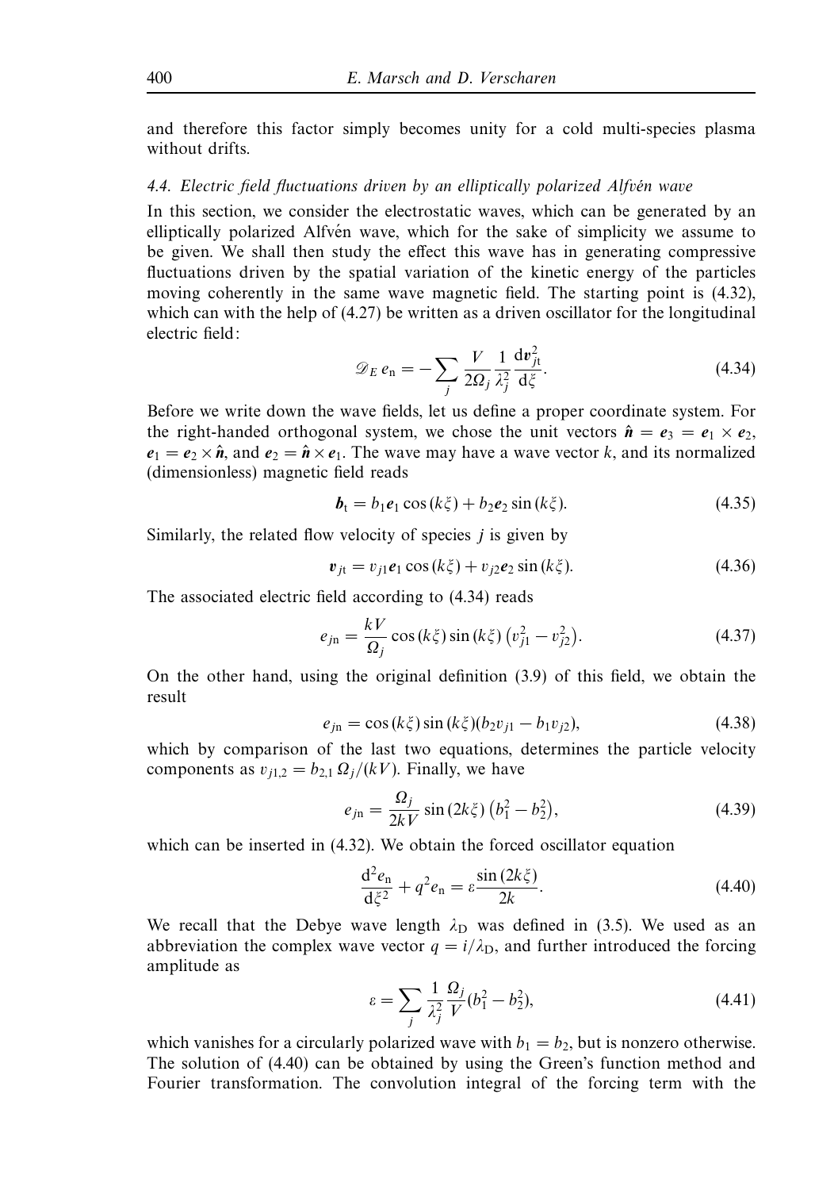and therefore this factor simply becomes unity for a cold multi-species plasma without drifts.

### 4.4. Electric field fluctuations driven by an elliptically polarized Alfvén wave

In this section, we consider the electrostatic waves, which can be generated by an elliptically polarized Alfvén wave, which for the sake of simplicity we assume to be given. We shall then study the effect this wave has in generating compressive fluctuations driven by the spatial variation of the kinetic energy of the particles moving coherently in the same wave magnetic field. The starting point is (4.32), which can with the help of (4.27) be written as a driven oscillator for the longitudinal electric field:

$$\mathscr{D}_E \, e_{\mathrm{n}} = -\sum_j \frac{V}{2\Omega_j} \frac{1}{\lambda_j^2} \frac{\mathrm{d}\boldsymbol{v}_{j\mathrm{t}}^2}{\mathrm{d}\xi}. \tag{4.34}$$

Before we write down the wave fields, let us define a proper coordinate system. For the right-handed orthogonal system, we chose the unit vectors $\hat{\boldsymbol{n}} = \boldsymbol{e}_3 = \boldsymbol{e}_1 \times \boldsymbol{e}_2$, $\boldsymbol{e}_1 = \boldsymbol{e}_2 \times \hat{\boldsymbol{n}}$, and $\boldsymbol{e}_2 = \hat{\boldsymbol{n}} \times \boldsymbol{e}_1$. The wave may have a wave vector $k$, and its normalized (dimensionless) magnetic field reads

$$\boldsymbol{b}_{\mathrm{t}} = b_1 \boldsymbol{e}_1 \cos(k\xi) + b_2 \boldsymbol{e}_2 \sin(k\xi). \tag{4.35}$$

Similarly, the related flow velocity of species $j$ is given by

$$\boldsymbol{v}_{j\mathrm{t}} = v_{j1} \boldsymbol{e}_1 \cos(k\xi) + v_{j2} \boldsymbol{e}_2 \sin(k\xi). \tag{4.36}$$

The associated electric field according to (4.34) reads

$$e_{j\mathrm{n}} = \frac{kV}{\Omega_j} \cos(k\xi) \sin(k\xi) \left(v_{j1}^2 - v_{j2}^2\right). \tag{4.37}$$

On the other hand, using the original definition (3.9) of this field, we obtain the result

$$e_{j\mathrm{n}} = \cos(k\xi) \sin(k\xi) (b_2 v_{j1} - b_1 v_{j2}), \tag{4.38}$$

which by comparison of the last two equations, determines the particle velocity components as $v_{j1,2} = b_{2,1} \, \Omega_j/(kV)$. Finally, we have

$$e_{j\mathrm{n}} = \frac{\Omega_j}{2kV} \sin(2k\xi) \left(b_1^2 - b_2^2\right), \tag{4.39}$$

which can be inserted in (4.32). We obtain the forced oscillator equation

$$\frac{\mathrm{d}^2 e_{\mathrm{n}}}{\mathrm{d}\xi^2} + q^2 e_{\mathrm{n}} = \varepsilon \frac{\sin(2k\xi)}{2k}. \tag{4.40}$$

We recall that the Debye wave length $\lambda_{\mathrm{D}}$ was defined in (3.5). We used as an abbreviation the complex wave vector $q = i/\lambda_{\mathrm{D}}$, and further introduced the forcing amplitude as

$$\varepsilon = \sum_j \frac{1}{\lambda_j^2} \frac{\Omega_j}{V} (b_1^2 - b_2^2), \tag{4.41}$$

which vanishes for a circularly polarized wave with $b_1 = b_2$, but is nonzero otherwise. The solution of (4.40) can be obtained by using the Green's function method and Fourier transformation. The convolution integral of the forcing term with the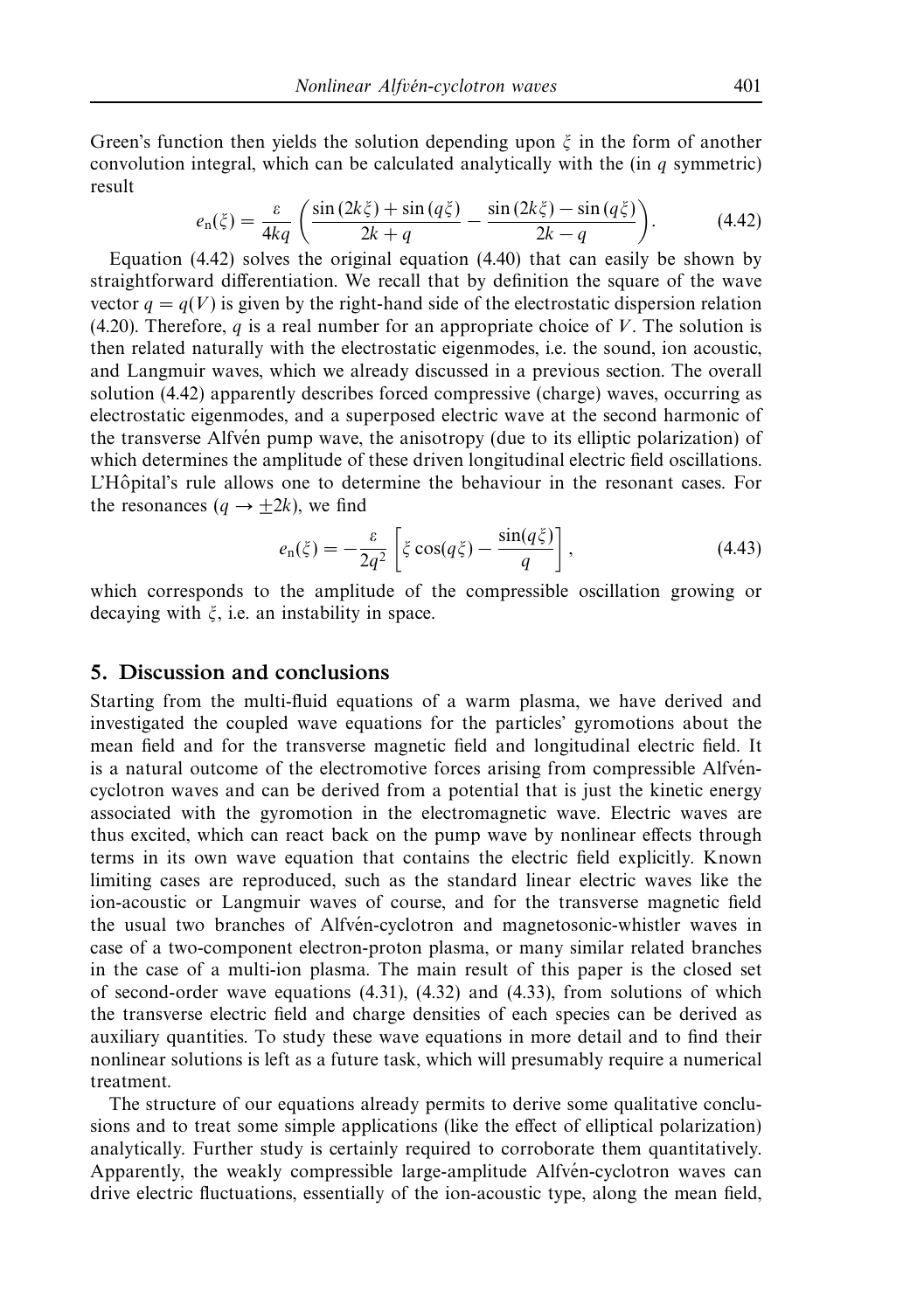Green's function then yields the solution depending upon $\xi$ in the form of another convolution integral, which can be calculated analytically with the (in $q$ symmetric) result

$$e_{\rm n}(\xi) = \frac{\varepsilon}{4kq}\left(\frac{\sin(2k\xi)+\sin(q\xi)}{2k+q} - \frac{\sin(2k\xi)-\sin(q\xi)}{2k-q}\right). \tag{4.42}$$

Equation (4.42) solves the original equation (4.40) that can easily be shown by straightforward differentiation. We recall that by definition the square of the wave vector $q = q(V)$ is given by the right-hand side of the electrostatic dispersion relation (4.20). Therefore, $q$ is a real number for an appropriate choice of $V$. The solution is then related naturally with the electrostatic eigenmodes, i.e. the sound, ion acoustic, and Langmuir waves, which we already discussed in a previous section. The overall solution (4.42) apparently describes forced compressive (charge) waves, occurring as electrostatic eigenmodes, and a superposed electric wave at the second harmonic of the transverse Alfvén pump wave, the anisotropy (due to its elliptic polarization) of which determines the amplitude of these driven longitudinal electric field oscillations. L'Hôpital's rule allows one to determine the behaviour in the resonant cases. For the resonances ($q \to \pm 2k$), we find

$$e_{\rm n}(\xi) = -\frac{\varepsilon}{2q^2}\left[\xi\cos(q\xi) - \frac{\sin(q\xi)}{q}\right], \tag{4.43}$$

which corresponds to the amplitude of the compressible oscillation growing or decaying with $\xi$, i.e. an instability in space.

## 5. Discussion and conclusions

Starting from the multi-fluid equations of a warm plasma, we have derived and investigated the coupled wave equations for the particles' gyromotions about the mean field and for the transverse magnetic field and longitudinal electric field. It is a natural outcome of the electromotive forces arising from compressible Alfvén-cyclotron waves and can be derived from a potential that is just the kinetic energy associated with the gyromotion in the electromagnetic wave. Electric waves are thus excited, which can react back on the pump wave by nonlinear effects through terms in its own wave equation that contains the electric field explicitly. Known limiting cases are reproduced, such as the standard linear electric waves like the ion-acoustic or Langmuir waves of course, and for the transverse magnetic field the usual two branches of Alfvén-cyclotron and magnetosonic-whistler waves in case of a two-component electron-proton plasma, or many similar related branches in the case of a multi-ion plasma. The main result of this paper is the closed set of second-order wave equations (4.31), (4.32) and (4.33), from solutions of which the transverse electric field and charge densities of each species can be derived as auxiliary quantities. To study these wave equations in more detail and to find their nonlinear solutions is left as a future task, which will presumably require a numerical treatment.

The structure of our equations already permits to derive some qualitative conclusions and to treat some simple applications (like the effect of elliptical polarization) analytically. Further study is certainly required to corroborate them quantitatively. Apparently, the weakly compressible large-amplitude Alfvén-cyclotron waves can drive electric fluctuations, essentially of the ion-acoustic type, along the mean field,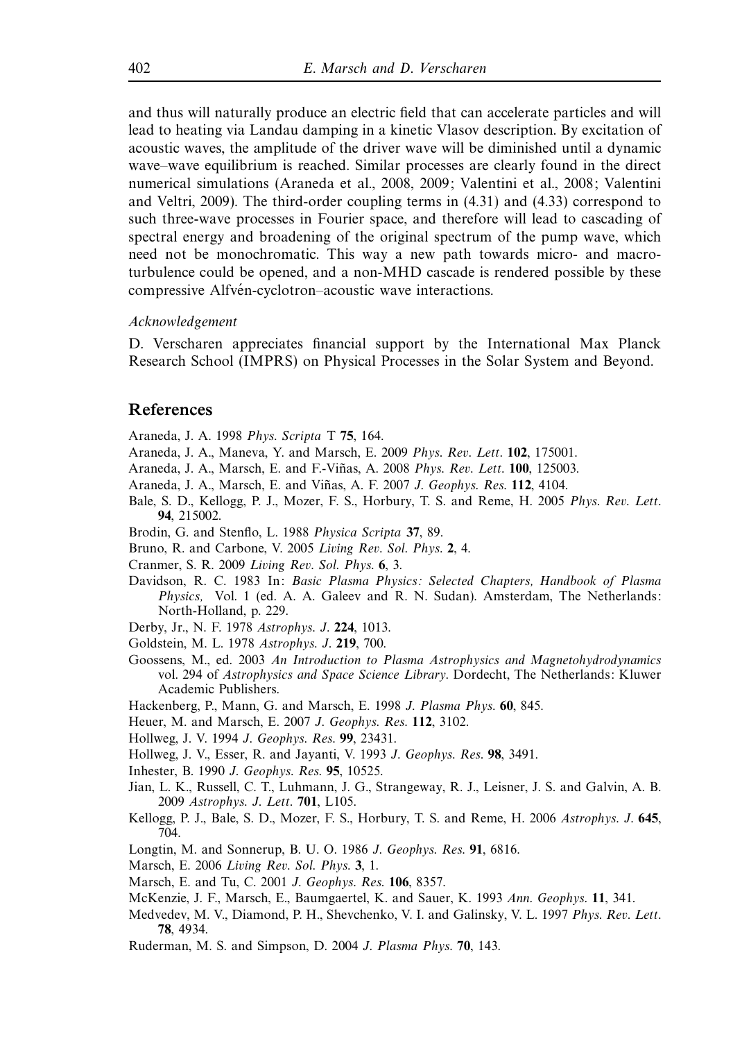and thus will naturally produce an electric field that can accelerate particles and will lead to heating via Landau damping in a kinetic Vlasov description. By excitation of acoustic waves, the amplitude of the driver wave will be diminished until a dynamic wave–wave equilibrium is reached. Similar processes are clearly found in the direct numerical simulations (Araneda et al., 2008, 2009; Valentini et al., 2008; Valentini and Veltri, 2009). The third-order coupling terms in (4.31) and (4.33) correspond to such three-wave processes in Fourier space, and therefore will lead to cascading of spectral energy and broadening of the original spectrum of the pump wave, which need not be monochromatic. This way a new path towards micro- and macro-turbulence could be opened, and a non-MHD cascade is rendered possible by these compressive Alfvén-cyclotron–acoustic wave interactions.

*Acknowledgement*

D. Verscharen appreciates financial support by the International Max Planck Research School (IMPRS) on Physical Processes in the Solar System and Beyond.

## References

Araneda, J. A. 1998 *Phys. Scripta* T **75**, 164.

Araneda, J. A., Maneva, Y. and Marsch, E. 2009 *Phys. Rev. Lett*. **102**, 175001.

Araneda, J. A., Marsch, E. and F.-Viñas, A. 2008 *Phys. Rev. Lett*. **100**, 125003.

Araneda, J. A., Marsch, E. and Viñas, A. F. 2007 *J. Geophys. Res.* **112**, 4104.

Bale, S. D., Kellogg, P. J., Mozer, F. S., Horbury, T. S. and Reme, H. 2005 *Phys. Rev. Lett*. **94**, 215002.

Brodin, G. and Stenflo, L. 1988 *Physica Scripta* **37**, 89.

Bruno, R. and Carbone, V. 2005 *Living Rev. Sol. Phys.* **2**, 4.

Cranmer, S. R. 2009 *Living Rev. Sol. Phys.* **6**, 3.

Davidson, R. C. 1983 In: *Basic Plasma Physics: Selected Chapters, Handbook of Plasma Physics,* Vol. 1 (ed. A. A. Galeev and R. N. Sudan). Amsterdam, The Netherlands: North-Holland, p. 229.

Derby, Jr., N. F. 1978 *Astrophys. J.* **224**, 1013.

Goldstein, M. L. 1978 *Astrophys. J.* **219**, 700.

Goossens, M., ed. 2003 *An Introduction to Plasma Astrophysics and Magnetohydrodynamics* vol. 294 of *Astrophysics and Space Science Library*. Dordecht, The Netherlands: Kluwer Academic Publishers.

Hackenberg, P., Mann, G. and Marsch, E. 1998 *J. Plasma Phys.* **60**, 845.

Heuer, M. and Marsch, E. 2007 *J. Geophys. Res.* **112**, 3102.

Hollweg, J. V. 1994 *J. Geophys. Res.* **99**, 23431.

Hollweg, J. V., Esser, R. and Jayanti, V. 1993 *J. Geophys. Res.* **98**, 3491.

Inhester, B. 1990 *J. Geophys. Res.* **95**, 10525.

Jian, L. K., Russell, C. T., Luhmann, J. G., Strangeway, R. J., Leisner, J. S. and Galvin, A. B. 2009 *Astrophys. J. Lett.* **701**, L105.

Kellogg, P. J., Bale, S. D., Mozer, F. S., Horbury, T. S. and Reme, H. 2006 *Astrophys. J.* **645**, 704.

Longtin, M. and Sonnerup, B. U. O. 1986 *J. Geophys. Res.* **91**, 6816.

Marsch, E. 2006 *Living Rev. Sol. Phys.* **3**, 1.

Marsch, E. and Tu, C. 2001 *J. Geophys. Res.* **106**, 8357.

McKenzie, J. F., Marsch, E., Baumgaertel, K. and Sauer, K. 1993 *Ann. Geophys.* **11**, 341.

Medvedev, M. V., Diamond, P. H., Shevchenko, V. I. and Galinsky, V. L. 1997 *Phys. Rev. Lett*. **78**, 4934.

Ruderman, M. S. and Simpson, D. 2004 *J. Plasma Phys.* **70**, 143.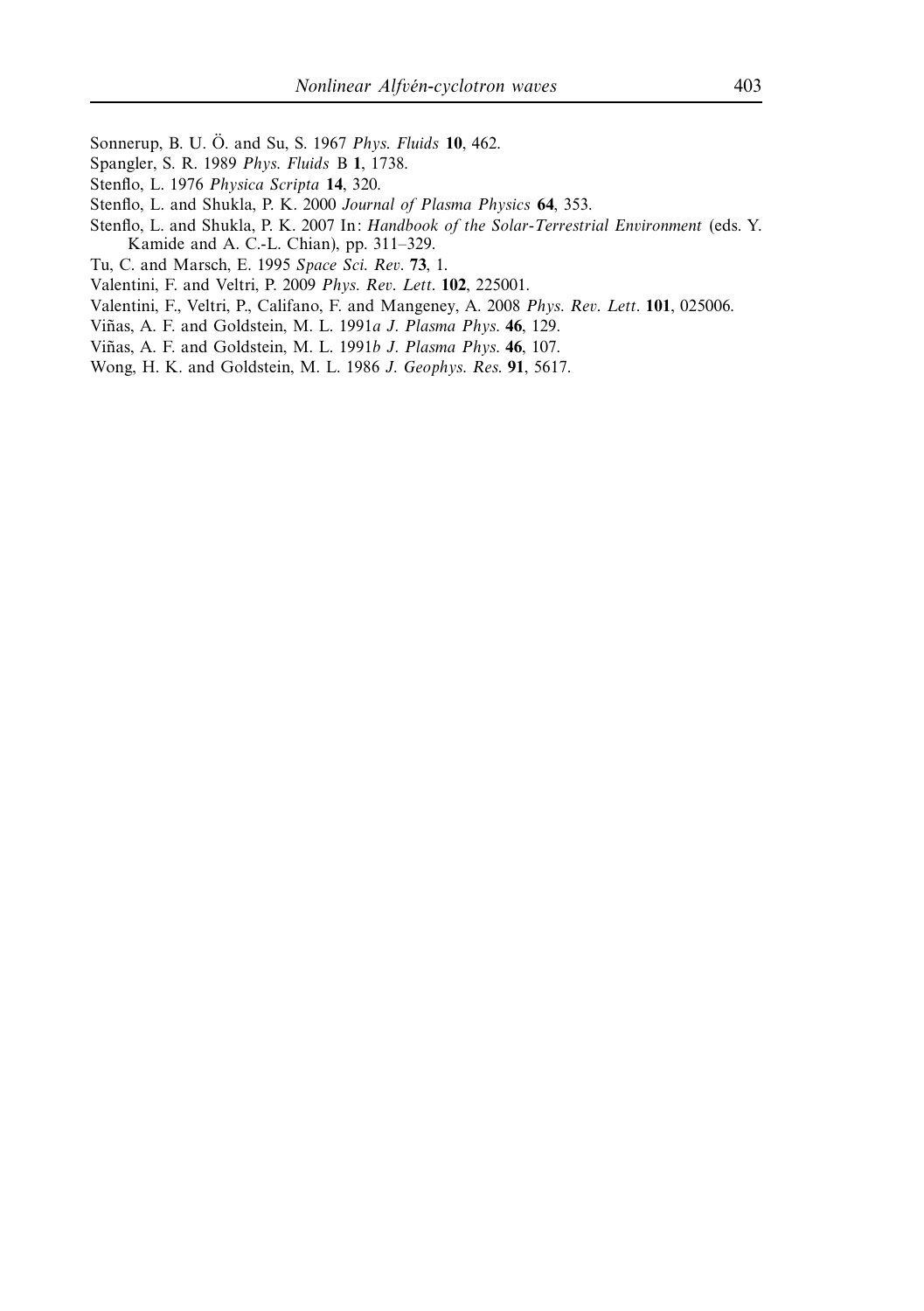Sonnerup, B. U. Ö. and Su, S. 1967 *Phys. Fluids* **10**, 462.

Spangler, S. R. 1989 *Phys. Fluids* B **1**, 1738.

Stenflo, L. 1976 *Physica Scripta* **14**, 320.

Stenflo, L. and Shukla, P. K. 2000 *Journal of Plasma Physics* **64**, 353.

Stenflo, L. and Shukla, P. K. 2007 In: *Handbook of the Solar-Terrestrial Environment* (eds. Y. Kamide and A. C.-L. Chian), pp. 311–329.

Tu, C. and Marsch, E. 1995 *Space Sci. Rev*. **73**, 1.

Valentini, F. and Veltri, P. 2009 *Phys. Rev. Lett*. **102**, 225001.

Valentini, F., Veltri, P., Califano, F. and Mangeney, A. 2008 *Phys. Rev. Lett*. **101**, 025006.

Viñas, A. F. and Goldstein, M. L. 1991*a* *J. Plasma Phys*. **46**, 129.

Viñas, A. F. and Goldstein, M. L. 1991*b* *J. Plasma Phys*. **46**, 107.

Wong, H. K. and Goldstein, M. L. 1986 *J. Geophys. Res*. **91**, 5617.